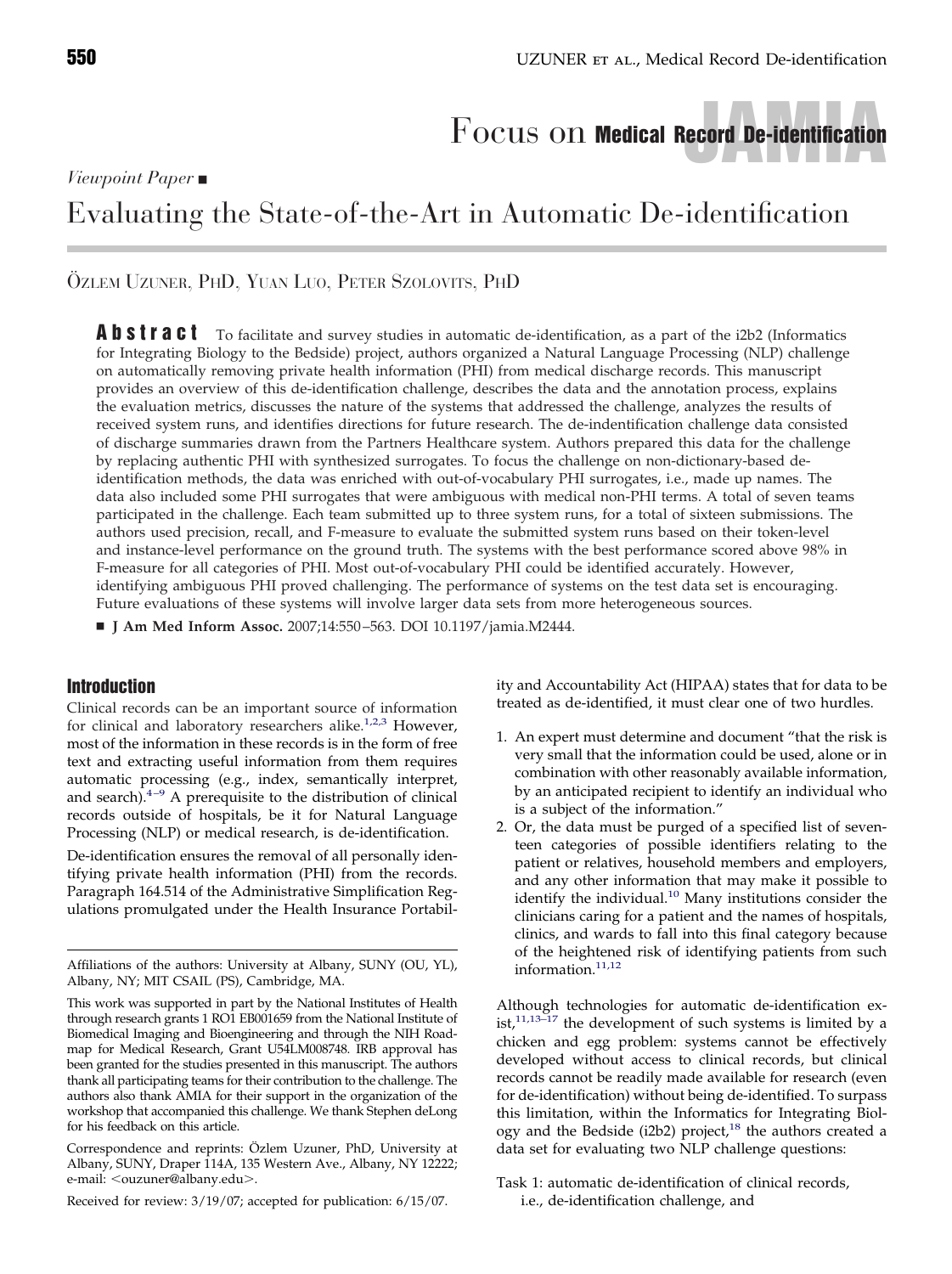Focus on **Medical Record De-identification**

*Viewpoint Paper* ■

# Evaluating the State-of-the-Art in Automatic De-identification

ÖZLEM UZUNER, PHD, YUAN LUO, PETER SZOLOVITS, PHD

**Abstract** To facilitate and survey studies in automatic de-identification, as a part of the i2b2 (Informatics for Integrating Biology to the Bedside) project, authors organized a Natural Language Processing (NLP) challenge on automatically removing private health information (PHI) from medical discharge records. This manuscript provides an overview of this de-identification challenge, describes the data and the annotation process, explains the evaluation metrics, discusses the nature of the systems that addressed the challenge, analyzes the results of received system runs, and identifies directions for future research. The de-indentification challenge data consisted of discharge summaries drawn from the Partners Healthcare system. Authors prepared this data for the challenge by replacing authentic PHI with synthesized surrogates. To focus the challenge on non-dictionary-based de-identification methods, the data was enriched with out-of-vocabulary PHI surrogates, i.e., made up names. The data also included some PHI surrogates that were ambiguous with medical non-PHI terms. A total of seven teams participated in the challenge. Each team submitted up to three system runs, for a total of sixteen submissions. The authors used precision, recall, and F-measure to evaluate the submitted system runs based on their token-level and instance-level performance on the ground truth. The systems with the best performance scored above 98% in F-measure for all categories of PHI. Most out-of-vocabulary PHI could be identified accurately. However, identifying ambiguous PHI proved challenging. The performance of systems on the test data set is encouraging. Future evaluations of these systems will involve larger data sets from more heterogeneous sources.

■ **J Am Med Inform Assoc.** 2007;14:550–563. DOI 10.1197/jamia.M2444.

## Introduction

Clinical records can be an important source of information for clinical and laboratory researchers alike.[1,2,3] However, most of the information in these records is in the form of free text and extracting useful information from them requires automatic processing (e.g., index, semantically interpret, and search).[4–9] A prerequisite to the distribution of clinical records outside of hospitals, be it for Natural Language Processing (NLP) or medical research, is de-identification.

De-identification ensures the removal of all personally identifying private health information (PHI) from the records. Paragraph 164.514 of the Administrative Simplification Regulations promulgated under the Health Insurance Portability and Accountability Act (HIPAA) states that for data to be treated as de-identified, it must clear one of two hurdles.

1. An expert must determine and document "that the risk is very small that the information could be used, alone or in combination with other reasonably available information, by an anticipated recipient to identify an individual who is a subject of the information."
2. Or, the data must be purged of a specified list of seventeen categories of possible identifiers relating to the patient or relatives, household members and employers, and any other information that may make it possible to identify the individual.[10] Many institutions consider the clinicians caring for a patient and the names of hospitals, clinics, and wards to fall into this final category because of the heightened risk of identifying patients from such information.[11,12]

Although technologies for automatic de-identification exist,[11,13–17] the development of such systems is limited by a chicken and egg problem: systems cannot be effectively developed without access to clinical records, but clinical records cannot be readily made available for research (even for de-identification) without being de-identified. To surpass this limitation, within the Informatics for Integrating Biology and the Bedside (i2b2) project,[18] the authors created a data set for evaluating two NLP challenge questions:

Task 1: automatic de-identification of clinical records, i.e., de-identification challenge, and

---

Affiliations of the authors: University at Albany, SUNY (OU, YL), Albany, NY; MIT CSAIL (PS), Cambridge, MA.

This work was supported in part by the National Institutes of Health through research grants 1 RO1 EB001659 from the National Institute of Biomedical Imaging and Bioengineering and through the NIH Roadmap for Medical Research, Grant U54LM008748. IRB approval has been granted for the studies presented in this manuscript. The authors thank all participating teams for their contribution to the challenge. The authors also thank AMIA for their support in the organization of the workshop that accompanied this challenge. We thank Stephen deLong for his feedback on this article.

Correspondence and reprints: Özlem Uzuner, PhD, University at Albany, SUNY, Draper 114A, 135 Western Ave., Albany, NY 12222; e-mail: <ouzuner@albany.edu>.

Received for review: 3/19/07; accepted for publication: 6/15/07.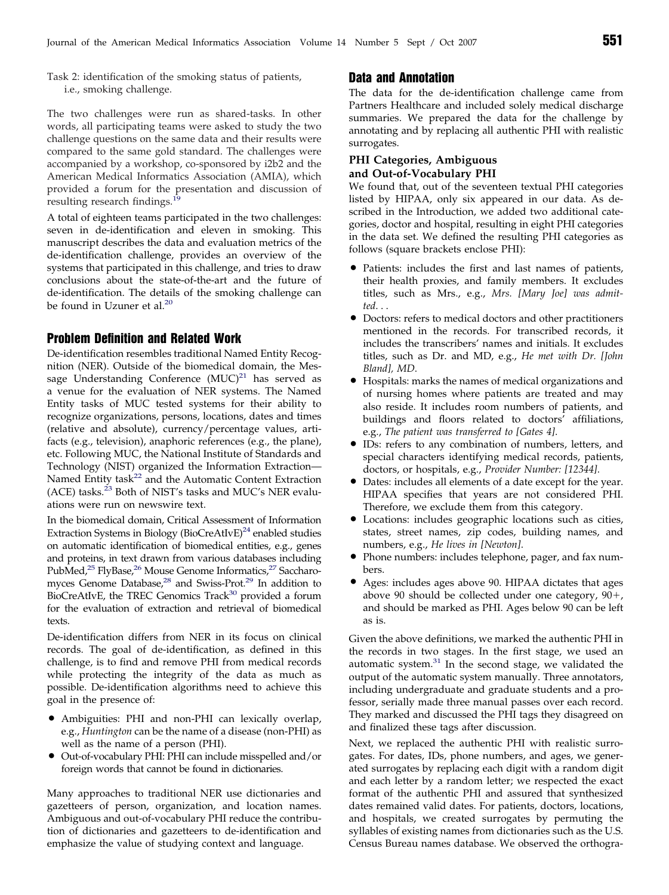Task 2: identification of the smoking status of patients, i.e., smoking challenge.

The two challenges were run as shared-tasks. In other words, all participating teams were asked to study the two challenge questions on the same data and their results were compared to the same gold standard. The challenges were accompanied by a workshop, co-sponsored by i2b2 and the American Medical Informatics Association (AMIA), which provided a forum for the presentation and discussion of resulting research findings.[19]

A total of eighteen teams participated in the two challenges: seven in de-identification and eleven in smoking. This manuscript describes the data and evaluation metrics of the de-identification challenge, provides an overview of the systems that participated in this challenge, and tries to draw conclusions about the state-of-the-art and the future of de-identification. The details of the smoking challenge can be found in Uzuner et al.[20]

## Problem Definition and Related Work

De-identification resembles traditional Named Entity Recognition (NER). Outside of the biomedical domain, the Message Understanding Conference (MUC)[21] has served as a venue for the evaluation of NER systems. The Named Entity tasks of MUC tested systems for their ability to recognize organizations, persons, locations, dates and times (relative and absolute), currency/percentage values, artifacts (e.g., television), anaphoric references (e.g., the plane), etc. Following MUC, the National Institute of Standards and Technology (NIST) organized the Information Extraction—Named Entity task[22] and the Automatic Content Extraction (ACE) tasks.[23] Both of NIST's tasks and MUC's NER evaluations were run on newswire text.

In the biomedical domain, Critical Assessment of Information Extraction Systems in Biology (BioCreAtIvE)[24] enabled studies on automatic identification of biomedical entities, e.g., genes and proteins, in text drawn from various databases including PubMed,[25] FlyBase,[26] Mouse Genome Informatics,[27] Saccharomyces Genome Database,[28] and Swiss-Prot.[29] In addition to BioCreAtIvE, the TREC Genomics Track[30] provided a forum for the evaluation of extraction and retrieval of biomedical texts.

De-identification differs from NER in its focus on clinical records. The goal of de-identification, as defined in this challenge, is to find and remove PHI from medical records while protecting the integrity of the data as much as possible. De-identification algorithms need to achieve this goal in the presence of:

- Ambiguities: PHI and non-PHI can lexically overlap, e.g., *Huntington* can be the name of a disease (non-PHI) as well as the name of a person (PHI).
- Out-of-vocabulary PHI: PHI can include misspelled and/or foreign words that cannot be found in dictionaries.

Many approaches to traditional NER use dictionaries and gazetteers of person, organization, and location names. Ambiguous and out-of-vocabulary PHI reduce the contribution of dictionaries and gazetteers to de-identification and emphasize the value of studying context and language.

## Data and Annotation

The data for the de-identification challenge came from Partners Healthcare and included solely medical discharge summaries. We prepared the data for the challenge by annotating and by replacing all authentic PHI with realistic surrogates.

### PHI Categories, Ambiguous and Out-of-Vocabulary PHI

We found that, out of the seventeen textual PHI categories listed by HIPAA, only six appeared in our data. As described in the Introduction, we added two additional categories, doctor and hospital, resulting in eight PHI categories in the data set. We defined the resulting PHI categories as follows (square brackets enclose PHI):

- Patients: includes the first and last names of patients, their health proxies, and family members. It excludes titles, such as Mrs., e.g., *Mrs. [Mary Joe] was admitted. . .*
- Doctors: refers to medical doctors and other practitioners mentioned in the records. For transcribed records, it includes the transcribers' names and initials. It excludes titles, such as Dr. and MD, e.g., *He met with Dr. [John Bland], MD*.
- Hospitals: marks the names of medical organizations and of nursing homes where patients are treated and may also reside. It includes room numbers of patients, and buildings and floors related to doctors' affiliations, e.g., *The patient was transferred to [Gates 4]*.
- IDs: refers to any combination of numbers, letters, and special characters identifying medical records, patients, doctors, or hospitals, e.g., *Provider Number: [12344]*.
- Dates: includes all elements of a date except for the year. HIPAA specifies that years are not considered PHI. Therefore, we exclude them from this category.
- Locations: includes geographic locations such as cities, states, street names, zip codes, building names, and numbers, e.g., *He lives in [Newton]*.
- Phone numbers: includes telephone, pager, and fax numbers.
- Ages: includes ages above 90. HIPAA dictates that ages above 90 should be collected under one category, 90+, and should be marked as PHI. Ages below 90 can be left as is.

Given the above definitions, we marked the authentic PHI in the records in two stages. In the first stage, we used an automatic system.[31] In the second stage, we validated the output of the automatic system manually. Three annotators, including undergraduate and graduate students and a professor, serially made three manual passes over each record. They marked and discussed the PHI tags they disagreed on and finalized these tags after discussion.

Next, we replaced the authentic PHI with realistic surrogates. For dates, IDs, phone numbers, and ages, we generated surrogates by replacing each digit with a random digit and each letter by a random letter; we respected the exact format of the authentic PHI and assured that synthesized dates remained valid dates. For patients, doctors, locations, and hospitals, we created surrogates by permuting the syllables of existing names from dictionaries such as the U.S. Census Bureau names database. We observed the orthogra-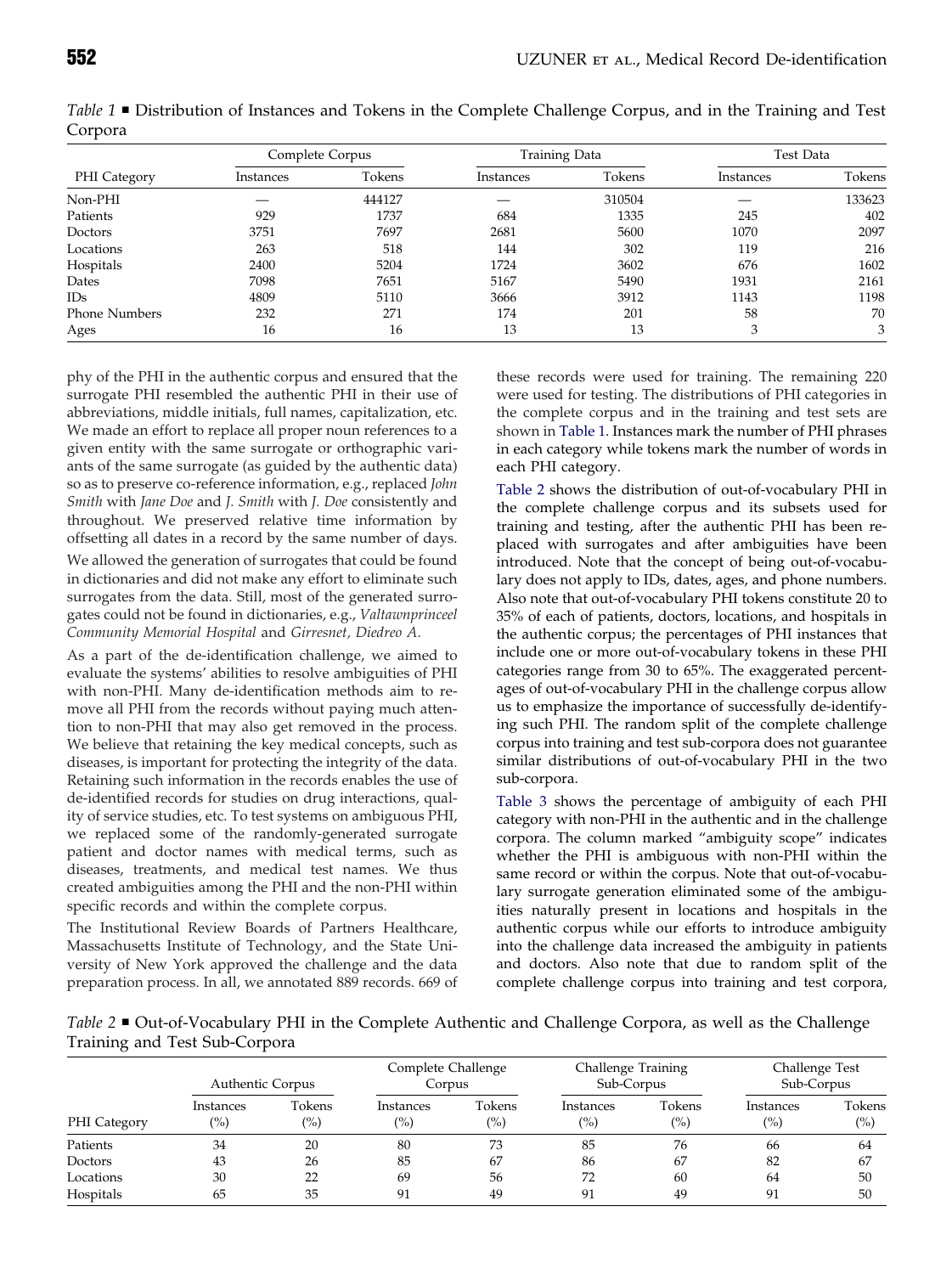*Table 1* ▪ Distribution of Instances and Tokens in the Complete Challenge Corpus, and in the Training and Test Corpora

| PHI Category | Complete Corpus | | Training Data | | Test Data | |
|---|---|---|---|---|---|---|
| | Instances | Tokens | Instances | Tokens | Instances | Tokens |
| Non-PHI | — | 444127 | — | 310504 | — | 133623 |
| Patients | 929 | 1737 | 684 | 1335 | 245 | 402 |
| Doctors | 3751 | 7697 | 2681 | 5600 | 1070 | 2097 |
| Locations | 263 | 518 | 144 | 302 | 119 | 216 |
| Hospitals | 2400 | 5204 | 1724 | 3602 | 676 | 1602 |
| Dates | 7098 | 7651 | 5167 | 5490 | 1931 | 2161 |
| IDs | 4809 | 5110 | 3666 | 3912 | 1143 | 1198 |
| Phone Numbers | 232 | 271 | 174 | 201 | 58 | 70 |
| Ages | 16 | 16 | 13 | 13 | 3 | 3 |

phy of the PHI in the authentic corpus and ensured that the surrogate PHI resembled the authentic PHI in their use of abbreviations, middle initials, full names, capitalization, etc. We made an effort to replace all proper noun references to a given entity with the same surrogate or orthographic variants of the same surrogate (as guided by the authentic data) so as to preserve co-reference information, e.g., replaced *John Smith* with *Jane Doe* and *J. Smith* with *J. Doe* consistently and throughout. We preserved relative time information by offsetting all dates in a record by the same number of days.

We allowed the generation of surrogates that could be found in dictionaries and did not make any effort to eliminate such surrogates from the data. Still, most of the generated surrogates could not be found in dictionaries, e.g., *Valtawnprinceel Community Memorial Hospital* and *Girresnet, Diedreo A*.

As a part of the de-identification challenge, we aimed to evaluate the systems' abilities to resolve ambiguities of PHI with non-PHI. Many de-identification methods aim to remove all PHI from the records without paying much attention to non-PHI that may also get removed in the process. We believe that retaining the key medical concepts, such as diseases, is important for protecting the integrity of the data. Retaining such information in the records enables the use of de-identified records for studies on drug interactions, quality of service studies, etc. To test systems on ambiguous PHI, we replaced some of the randomly-generated surrogate patient and doctor names with medical terms, such as diseases, treatments, and medical test names. We thus created ambiguities among the PHI and the non-PHI within specific records and within the complete corpus.

The Institutional Review Boards of Partners Healthcare, Massachusetts Institute of Technology, and the State University of New York approved the challenge and the data preparation process. In all, we annotated 889 records. 669 of these records were used for training. The remaining 220 were used for testing. The distributions of PHI categories in the complete corpus and in the training and test sets are shown in Table 1. Instances mark the number of PHI phrases in each category while tokens mark the number of words in each PHI category.

Table 2 shows the distribution of out-of-vocabulary PHI in the complete challenge corpus and its subsets used for training and testing, after the authentic PHI has been replaced with surrogates and after ambiguities have been introduced. Note that the concept of being out-of-vocabulary does not apply to IDs, dates, ages, and phone numbers. Also note that out-of-vocabulary PHI tokens constitute 20 to 35% of each of patients, doctors, locations, and hospitals in the authentic corpus; the percentages of PHI instances that include one or more out-of-vocabulary tokens in these PHI categories range from 30 to 65%. The exaggerated percentages of out-of-vocabulary PHI in the challenge corpus allow us to emphasize the importance of successfully de-identifying such PHI. The random split of the complete challenge corpus into training and test sub-corpora does not guarantee similar distributions of out-of-vocabulary PHI in the two sub-corpora.

Table 3 shows the percentage of ambiguity of each PHI category with non-PHI in the authentic and in the challenge corpora. The column marked "ambiguity scope" indicates whether the PHI is ambiguous with non-PHI within the same record or within the corpus. Note that out-of-vocabulary surrogate generation eliminated some of the ambiguities naturally present in locations and hospitals in the authentic corpus while our efforts to introduce ambiguity into the challenge data increased the ambiguity in patients and doctors. Also note that due to random split of the complete challenge corpus into training and test corpora,

*Table 2* ▪ Out-of-Vocabulary PHI in the Complete Authentic and Challenge Corpora, as well as the Challenge Training and Test Sub-Corpora

| PHI Category | Authentic Corpus | | Complete Challenge Corpus | | Challenge Training Sub-Corpus | | Challenge Test Sub-Corpus | |
|---|---|---|---|---|---|---|---|---|
| | Instances (%) | Tokens (%) | Instances (%) | Tokens (%) | Instances (%) | Tokens (%) | Instances (%) | Tokens (%) |
| Patients | 34 | 20 | 80 | 73 | 85 | 76 | 66 | 64 |
| Doctors | 43 | 26 | 85 | 67 | 86 | 67 | 82 | 67 |
| Locations | 30 | 22 | 69 | 56 | 72 | 60 | 64 | 50 |
| Hospitals | 65 | 35 | 91 | 49 | 91 | 49 | 91 | 50 |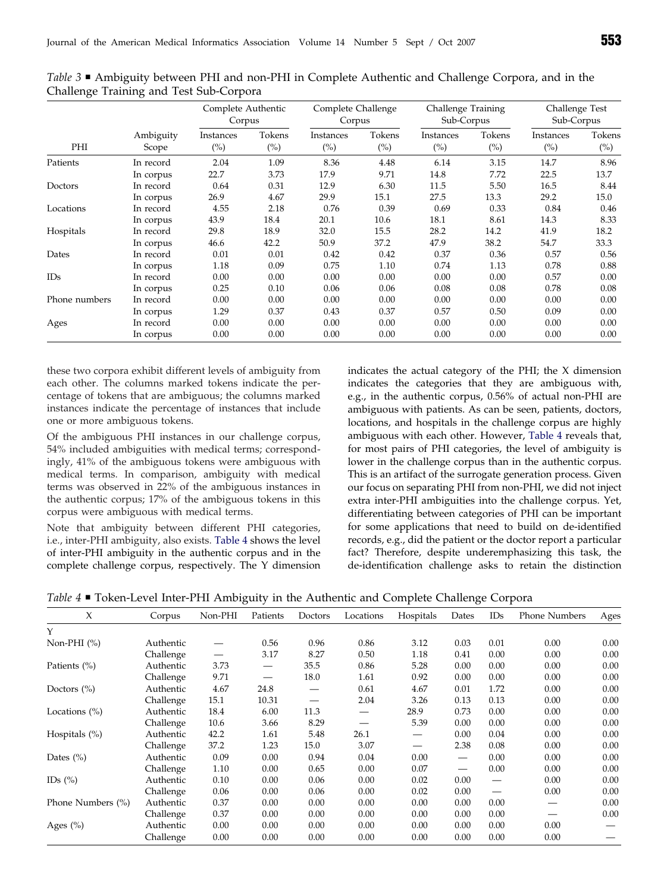*Table 3* ■ Ambiguity between PHI and non-PHI in Complete Authentic and Challenge Corpora, and in the Challenge Training and Test Sub-Corpora

| PHI | Ambiguity Scope | Complete Authentic Corpus | | Complete Challenge Corpus | | Challenge Training Sub-Corpus | | Challenge Test Sub-Corpus | |
|---|---|---|---|---|---|---|---|---|---|
| | | Instances (%) | Tokens (%) | Instances (%) | Tokens (%) | Instances (%) | Tokens (%) | Instances (%) | Tokens (%) |
| Patients | In record | 2.04 | 1.09 | 8.36 | 4.48 | 6.14 | 3.15 | 14.7 | 8.96 |
| | In corpus | 22.7 | 3.73 | 17.9 | 9.71 | 14.8 | 7.72 | 22.5 | 13.7 |
| Doctors | In record | 0.64 | 0.31 | 12.9 | 6.30 | 11.5 | 5.50 | 16.5 | 8.44 |
| | In corpus | 26.9 | 4.67 | 29.9 | 15.1 | 27.5 | 13.3 | 29.2 | 15.0 |
| Locations | In record | 4.55 | 2.18 | 0.76 | 0.39 | 0.69 | 0.33 | 0.84 | 0.46 |
| | In corpus | 43.9 | 18.4 | 20.1 | 10.6 | 18.1 | 8.61 | 14.3 | 8.33 |
| Hospitals | In record | 29.8 | 18.9 | 32.0 | 15.5 | 28.2 | 14.2 | 41.9 | 18.2 |
| | In corpus | 46.6 | 42.2 | 50.9 | 37.2 | 47.9 | 38.2 | 54.7 | 33.3 |
| Dates | In record | 0.01 | 0.01 | 0.42 | 0.42 | 0.37 | 0.36 | 0.57 | 0.56 |
| | In corpus | 1.18 | 0.09 | 0.75 | 1.10 | 0.74 | 1.13 | 0.78 | 0.88 |
| IDs | In record | 0.00 | 0.00 | 0.00 | 0.00 | 0.00 | 0.00 | 0.57 | 0.00 |
| | In corpus | 0.25 | 0.10 | 0.06 | 0.06 | 0.08 | 0.08 | 0.78 | 0.08 |
| Phone numbers | In record | 0.00 | 0.00 | 0.00 | 0.00 | 0.00 | 0.00 | 0.00 | 0.00 |
| | In corpus | 1.29 | 0.37 | 0.43 | 0.37 | 0.57 | 0.50 | 0.09 | 0.00 |
| Ages | In record | 0.00 | 0.00 | 0.00 | 0.00 | 0.00 | 0.00 | 0.00 | 0.00 |
| | In corpus | 0.00 | 0.00 | 0.00 | 0.00 | 0.00 | 0.00 | 0.00 | 0.00 |

these two corpora exhibit different levels of ambiguity from each other. The columns marked tokens indicate the percentage of tokens that are ambiguous; the columns marked instances indicate the percentage of instances that include one or more ambiguous tokens.

Of the ambiguous PHI instances in our challenge corpus, 54% included ambiguities with medical terms; correspondingly, 41% of the ambiguous tokens were ambiguous with medical terms. In comparison, ambiguity with medical terms was observed in 22% of the ambiguous instances in the authentic corpus; 17% of the ambiguous tokens in this corpus were ambiguous with medical terms.

Note that ambiguity between different PHI categories, i.e., inter-PHI ambiguity, also exists. Table 4 shows the level of inter-PHI ambiguity in the authentic corpus and in the complete challenge corpus, respectively. The Y dimension indicates the actual category of the PHI; the X dimension indicates the categories that they are ambiguous with, e.g., in the authentic corpus, 0.56% of actual non-PHI are ambiguous with patients. As can be seen, patients, doctors, locations, and hospitals in the challenge corpus are highly ambiguous with each other. However, Table 4 reveals that, for most pairs of PHI categories, the level of ambiguity is lower in the challenge corpus than in the authentic corpus. This is an artifact of the surrogate generation process. Given our focus on separating PHI from non-PHI, we did not inject extra inter-PHI ambiguities into the challenge corpus. Yet, differentiating between categories of PHI can be important for some applications that need to build on de-identified records, e.g., did the patient or the doctor report a particular fact? Therefore, despite underemphasizing this task, the de-identification challenge asks to retain the distinction

*Table 4* ■ Token-Level Inter-PHI Ambiguity in the Authentic and Complete Challenge Corpora

| X | Corpus | Non-PHI | Patients | Doctors | Locations | Hospitals | Dates | IDs | Phone Numbers | Ages |
|---|---|---|---|---|---|---|---|---|---|---|
| Y | | | | | | | | | | |
| Non-PHI (%) | Authentic | — | 0.56 | 0.96 | 0.86 | 3.12 | 0.03 | 0.01 | 0.00 | 0.00 |
| | Challenge | — | 3.17 | 8.27 | 0.50 | 1.18 | 0.41 | 0.00 | 0.00 | 0.00 |
| Patients (%) | Authentic | 3.73 | — | 35.5 | 0.86 | 5.28 | 0.00 | 0.00 | 0.00 | 0.00 |
| | Challenge | 9.71 | — | 18.0 | 1.61 | 0.92 | 0.00 | 0.00 | 0.00 | 0.00 |
| Doctors (%) | Authentic | 4.67 | 24.8 | — | 0.61 | 4.67 | 0.01 | 1.72 | 0.00 | 0.00 |
| | Challenge | 15.1 | 10.31 | — | 2.04 | 3.26 | 0.13 | 0.13 | 0.00 | 0.00 |
| Locations (%) | Authentic | 18.4 | 6.00 | 11.3 | — | 28.9 | 0.73 | 0.00 | 0.00 | 0.00 |
| | Challenge | 10.6 | 3.66 | 8.29 | — | 5.39 | 0.00 | 0.00 | 0.00 | 0.00 |
| Hospitals (%) | Authentic | 42.2 | 1.61 | 5.48 | 26.1 | — | 0.00 | 0.04 | 0.00 | 0.00 |
| | Challenge | 37.2 | 1.23 | 15.0 | 3.07 | — | 2.38 | 0.08 | 0.00 | 0.00 |
| Dates (%) | Authentic | 0.09 | 0.00 | 0.94 | 0.04 | 0.00 | — | 0.00 | 0.00 | 0.00 |
| | Challenge | 1.10 | 0.00 | 0.65 | 0.00 | 0.07 | — | 0.00 | 0.00 | 0.00 |
| IDs (%) | Authentic | 0.10 | 0.00 | 0.06 | 0.00 | 0.02 | 0.00 | — | 0.00 | 0.00 |
| | Challenge | 0.06 | 0.00 | 0.06 | 0.00 | 0.02 | 0.00 | — | 0.00 | 0.00 |
| Phone Numbers (%) | Authentic | 0.37 | 0.00 | 0.00 | 0.00 | 0.00 | 0.00 | 0.00 | — | 0.00 |
| | Challenge | 0.37 | 0.00 | 0.00 | 0.00 | 0.00 | 0.00 | 0.00 | — | 0.00 |
| Ages (%) | Authentic | 0.00 | 0.00 | 0.00 | 0.00 | 0.00 | 0.00 | 0.00 | 0.00 | — |
| | Challenge | 0.00 | 0.00 | 0.00 | 0.00 | 0.00 | 0.00 | 0.00 | 0.00 | — |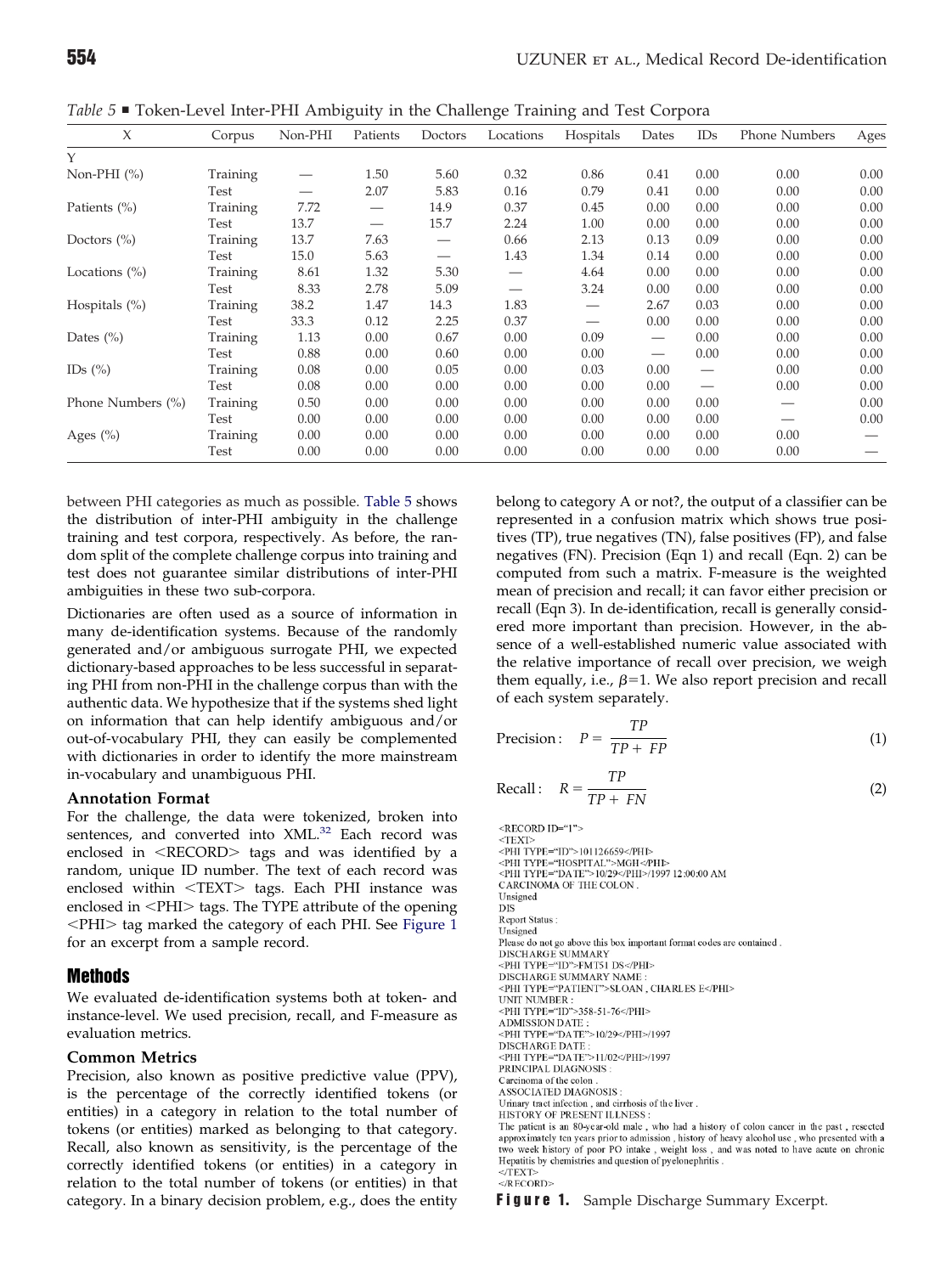*Table 5* ■ Token-Level Inter-PHI Ambiguity in the Challenge Training and Test Corpora

| X | Corpus | Non-PHI | Patients | Doctors | Locations | Hospitals | Dates | IDs | Phone Numbers | Ages |
|---|---|---|---|---|---|---|---|---|---|---|
| Y | | | | | | | | | | |
| Non-PHI (%) | Training | — | 1.50 | 5.60 | 0.32 | 0.86 | 0.41 | 0.00 | 0.00 | 0.00 |
| | Test | — | 2.07 | 5.83 | 0.16 | 0.79 | 0.41 | 0.00 | 0.00 | 0.00 |
| Patients (%) | Training | 7.72 | — | 14.9 | 0.37 | 0.45 | 0.00 | 0.00 | 0.00 | 0.00 |
| | Test | 13.7 | — | 15.7 | 2.24 | 1.00 | 0.00 | 0.00 | 0.00 | 0.00 |
| Doctors (%) | Training | 13.7 | 7.63 | — | 0.66 | 2.13 | 0.13 | 0.09 | 0.00 | 0.00 |
| | Test | 15.0 | 5.63 | — | 1.43 | 1.34 | 0.14 | 0.00 | 0.00 | 0.00 |
| Locations (%) | Training | 8.61 | 1.32 | 5.30 | — | 4.64 | 0.00 | 0.00 | 0.00 | 0.00 |
| | Test | 8.33 | 2.78 | 5.09 | — | 3.24 | 0.00 | 0.00 | 0.00 | 0.00 |
| Hospitals (%) | Training | 38.2 | 1.47 | 14.3 | 1.83 | — | 2.67 | 0.03 | 0.00 | 0.00 |
| | Test | 33.3 | 0.12 | 2.25 | 0.37 | — | 0.00 | 0.00 | 0.00 | 0.00 |
| Dates (%) | Training | 1.13 | 0.00 | 0.67 | 0.00 | 0.09 | — | 0.00 | 0.00 | 0.00 |
| | Test | 0.88 | 0.00 | 0.60 | 0.00 | 0.00 | — | 0.00 | 0.00 | 0.00 |
| IDs (%) | Training | 0.08 | 0.00 | 0.05 | 0.00 | 0.03 | 0.00 | — | 0.00 | 0.00 |
| | Test | 0.08 | 0.00 | 0.00 | 0.00 | 0.00 | 0.00 | — | 0.00 | 0.00 |
| Phone Numbers (%) | Training | 0.50 | 0.00 | 0.00 | 0.00 | 0.00 | 0.00 | 0.00 | — | 0.00 |
| | Test | 0.00 | 0.00 | 0.00 | 0.00 | 0.00 | 0.00 | 0.00 | — | 0.00 |
| Ages (%) | Training | 0.00 | 0.00 | 0.00 | 0.00 | 0.00 | 0.00 | 0.00 | 0.00 | — |
| | Test | 0.00 | 0.00 | 0.00 | 0.00 | 0.00 | 0.00 | 0.00 | 0.00 | — |

between PHI categories as much as possible. Table 5 shows the distribution of inter-PHI ambiguity in the challenge training and test corpora, respectively. As before, the random split of the complete challenge corpus into training and test does not guarantee similar distributions of inter-PHI ambiguities in these two sub-corpora.

Dictionaries are often used as a source of information in many de-identification systems. Because of the randomly generated and/or ambiguous surrogate PHI, we expected dictionary-based approaches to be less successful in separating PHI from non-PHI in the challenge corpus than with the authentic data. We hypothesize that if the systems shed light on information that can help identify ambiguous and/or out-of-vocabulary PHI, they can easily be complemented with dictionaries in order to identify the more mainstream in-vocabulary and unambiguous PHI.

### Annotation Format

For the challenge, the data were tokenized, broken into sentences, and converted into XML.[32] Each record was enclosed in <RECORD> tags and was identified by a random, unique ID number. The text of each record was enclosed within <TEXT> tags. Each PHI instance was enclosed in <PHI> tags. The TYPE attribute of the opening <PHI> tag marked the category of each PHI. See Figure 1 for an excerpt from a sample record.

## Methods

We evaluated de-identification systems both at token- and instance-level. We used precision, recall, and F-measure as evaluation metrics.

### Common Metrics

Precision, also known as positive predictive value (PPV), is the percentage of the correctly identified tokens (or entities) in a category in relation to the total number of tokens (or entities) marked as belonging to that category. Recall, also known as sensitivity, is the percentage of the correctly identified tokens (or entities) in a category in relation to the total number of tokens (or entities) in that category. In a binary decision problem, e.g., does the entity belong to category A or not?, the output of a classifier can be represented in a confusion matrix which shows true positives (TP), true negatives (TN), false positives (FP), and false negatives (FN). Precision (Eqn 1) and recall (Eqn. 2) can be computed from such a matrix. F-measure is the weighted mean of precision and recall; it can favor either precision or recall (Eqn 3). In de-identification, recall is generally considered more important than precision. However, in the absence of a well-established numeric value associated with the relative importance of recall over precision, we weigh them equally, i.e., $\beta=1$. We also report precision and recall of each system separately.

$$\text{Precision:} \quad P = \frac{TP}{TP + FP} \tag{1}$$

$$\text{Recall:} \quad R = \frac{TP}{TP + FN} \tag{2}$$

```
<RECORD ID="1">
<TEXT>
<PHI TYPE="ID">101126659</PHI>
<PHI TYPE="HOSPITAL">MGH</PHI>
<PHI TYPE="DATE">10/29</PHI>/1997 12:00:00 AM
CARCINOMA OF THE COLON .
Unsigned
DIS
Report Status :
Unsigned
Please do not go above this box important format codes are contained .
DISCHARGE SUMMARY
<PHI TYPE="ID">FMT51 DS</PHI>
DISCHARGE SUMMARY NAME :
<PHI TYPE="PATIENT">SLOAN , CHARLES E</PHI>
UNIT NUMBER :
<PHI TYPE="ID">358-51-76</PHI>
ADMISSION DATE :
<PHI TYPE="DATE">10/29</PHI>/1997
DISCHARGE DATE :
<PHI TYPE="DATE">11/02</PHI>/1997
PRINCIPAL DIAGNOSIS :
Carcinoma of the colon .
ASSOCIATED DIAGNOSIS :
Urinary tract infection , and cirrhosis of the liver .
HISTORY OF PRESENT ILLNESS :
The patient is an 80-year-old male , who had a history of colon cancer in the past , resected
approximately ten years prior to admission , history of heavy alcohol use , who presented with a
two week history of poor PO intake , weight loss , and was noted to have acute on chronic
Hepatitis by chemistries and question of pyelonephritis .
</TEXT>
</RECORD>
```

**Figure 1.** Sample Discharge Summary Excerpt.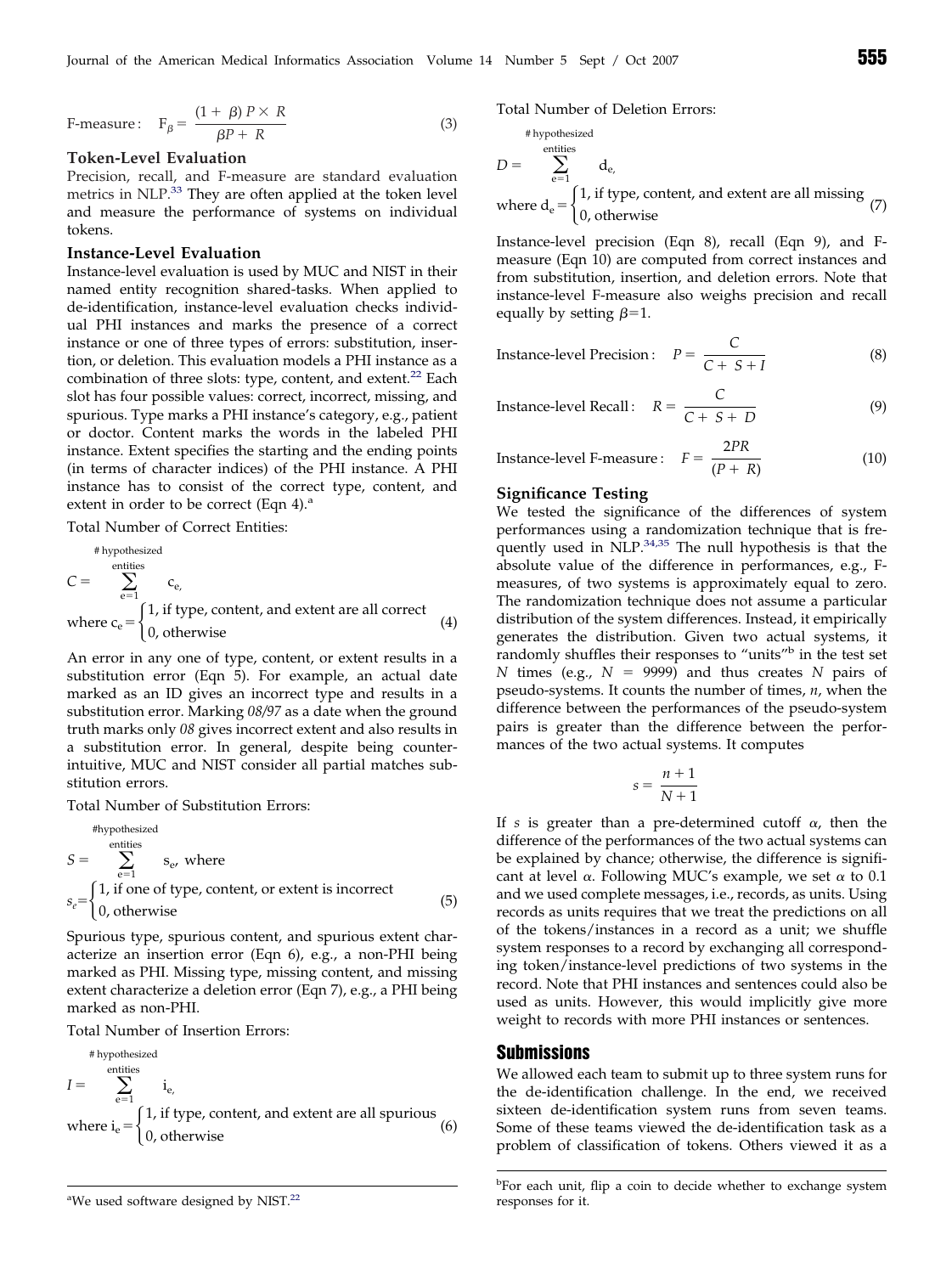$$\text{F-measure:} \quad F_\beta = \frac{(1+\beta)\, P \times R}{\beta P + R} \tag{3}$$

### Token-Level Evaluation

Precision, recall, and F-measure are standard evaluation metrics in NLP.[33] They are often applied at the token level and measure the performance of systems on individual tokens.

### Instance-Level Evaluation

Instance-level evaluation is used by MUC and NIST in their named entity recognition shared-tasks. When applied to de-identification, instance-level evaluation checks individual PHI instances and marks the presence of a correct instance or one of three types of errors: substitution, insertion, or deletion. This evaluation models a PHI instance as a combination of three slots: type, content, and extent.[22] Each slot has four possible values: correct, incorrect, missing, and spurious. Type marks a PHI instance's category, e.g., patient or doctor. Content marks the words in the labeled PHI instance. Extent specifies the starting and the ending points (in terms of character indices) of the PHI instance. A PHI instance has to consist of the correct type, content, and extent in order to be correct (Eqn 4).[a]

Total Number of Correct Entities:

$$C = \sum_{e=1}^{\#\text{ hypothesized entities}} c_e,$$
$$\text{where } c_e = \begin{cases} 1, & \text{if type, content, and extent are all correct} \\ 0, & \text{otherwise} \end{cases} \tag{4}$$

An error in any one of type, content, or extent results in a substitution error (Eqn 5). For example, an actual date marked as an ID gives an incorrect type and results in a substitution error. Marking *08/97* as a date when the ground truth marks only *08* gives incorrect extent and also results in a substitution error. In general, despite being counter-intuitive, MUC and NIST consider all partial matches substitution errors.

Total Number of Substitution Errors:

$$S = \sum_{e=1}^{\#\text{hypothesized entities}} s_e, \text{ where}$$
$$s_e = \begin{cases} 1, & \text{if one of type, content, or extent is incorrect} \\ 0, & \text{otherwise} \end{cases} \tag{5}$$

Spurious type, spurious content, and spurious extent characterize an insertion error (Eqn 6), e.g., a non-PHI being marked as PHI. Missing type, missing content, and missing extent characterize a deletion error (Eqn 7), e.g., a PHI being marked as non-PHI.

Total Number of Insertion Errors:

$$I = \sum_{e=1}^{\#\text{ hypothesized entities}} i_e,$$
$$\text{where } i_e = \begin{cases} 1, & \text{if type, content, and extent are all spurious} \\ 0, & \text{otherwise} \end{cases} \tag{6}$$

Total Number of Deletion Errors:

$$D = \sum_{e=1}^{\#\text{ hypothesized entities}} d_e,$$
$$\text{where } d_e = \begin{cases} 1, & \text{if type, content, and extent are all missing} \\ 0, & \text{otherwise} \end{cases} \tag{7}$$

Instance-level precision (Eqn 8), recall (Eqn 9), and F-measure (Eqn 10) are computed from correct instances and from substitution, insertion, and deletion errors. Note that instance-level F-measure also weighs precision and recall equally by setting $\beta = 1$.

$$\text{Instance-level Precision:} \quad P = \frac{C}{C + S + I} \tag{8}$$

$$\text{Instance-level Recall:} \quad R = \frac{C}{C + S + D} \tag{9}$$

$$\text{Instance-level F-measure:} \quad F = \frac{2PR}{(P + R)} \tag{10}$$

### Significance Testing

We tested the significance of the differences of system performances using a randomization technique that is frequently used in NLP.[34,35] The null hypothesis is that the absolute value of the difference in performances, e.g., F-measures, of two systems is approximately equal to zero. The randomization technique does not assume a particular distribution of the system differences. Instead, it empirically generates the distribution. Given two actual systems, it randomly shuffles their responses to "units"[b] in the test set $N$ times (e.g., $N = 9999$) and thus creates $N$ pairs of pseudo-systems. It counts the number of times, $n$, when the difference between the performances of the pseudo-system pairs is greater than the difference between the performances of the two actual systems. It computes

$$s = \frac{n + 1}{N + 1}$$

If $s$ is greater than a pre-determined cutoff $\alpha$, then the difference of the performances of the two actual systems can be explained by chance; otherwise, the difference is significant at level $\alpha$. Following MUC's example, we set $\alpha$ to 0.1 and we used complete messages, i.e., records, as units. Using records as units requires that we treat the predictions on all of the tokens/instances in a record as a unit; we shuffle system responses to a record by exchanging all corresponding token/instance-level predictions of two systems in the record. Note that PHI instances and sentences could also be used as units. However, this would implicitly give more weight to records with more PHI instances or sentences.

## Submissions

We allowed each team to submit up to three system runs for the de-identification challenge. In the end, we received sixteen de-identification system runs from seven teams. Some of these teams viewed the de-identification task as a problem of classification of tokens. Others viewed it as a

[a] We used software designed by NIST.[22]

[b] For each unit, flip a coin to decide whether to exchange system responses for it.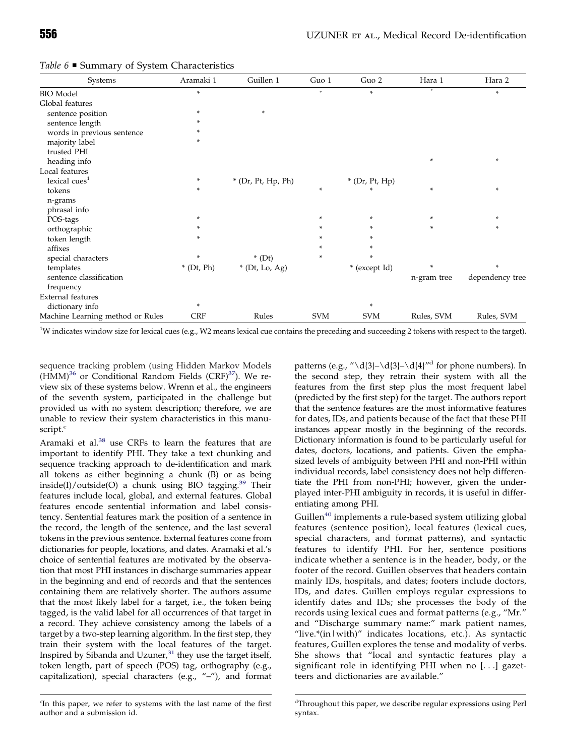*Table 6* ■ Summary of System Characteristics

| Systems | Aramaki 1 | Guillen 1 | Guo 1 | Guo 2 | Hara 1 | Hara 2 |
|---|---|---|---|---|---|---|
| BIO Model | * | | * | * | * | * |
| Global features | | | | | | |
| sentence position | * | * | | | | |
| sentence length | * | | | | | |
| words in previous sentence | * | | | | | |
| majority label | * | | | | | |
| trusted PHI | | | | | | |
| heading info | | | | | * | * |
| Local features | | | | | | |
| lexical cues[1] | * | * (Dr, Pt, Hp, Ph) | | * (Dr, Pt, Hp) | | |
| tokens | * | | * | * | * | * |
| n-grams | | | | | | |
| phrasal info | | | | | | |
| POS-tags | * | | * | * | * | * |
| orthographic | * | | * | * | * | * |
| token length | * | | * | * | | |
| affixes | | | * | * | | |
| special characters | * | * (Dt) | * | * | | |
| templates | * (Dt, Ph) | * (Dt, Lo, Ag) | | * (except Id) | * | * |
| sentence classification | | | | | n-gram tree | dependency tree |
| frequency | | | | | | |
| External features | | | | | | |
| dictionary info | * | | | * | | |
| Machine Learning method or Rules | CRF | Rules | SVM | SVM | Rules, SVM | Rules, SVM |

[1]W indicates window size for lexical cues (e.g., W2 means lexical cue contains the preceding and succeeding 2 tokens with respect to the target).

sequence tracking problem (using Hidden Markov Models (HMM)[36] or Conditional Random Fields (CRF)[37]). We review six of these systems below. Wrenn et al., the engineers of the seventh system, participated in the challenge but provided us with no system description; therefore, we are unable to review their system characteristics in this manuscript.[c]

Aramaki et al.[38] use CRFs to learn the features that are important to identify PHI. They take a text chunking and sequence tracking approach to de-identification and mark all tokens as either beginning a chunk (B) or as being inside(I)/outside(O) a chunk using BIO tagging.[39] Their features include local, global, and external features. Global features encode sentential information and label consistency. Sentential features mark the position of a sentence in the record, the length of the sentence, and the last several tokens in the previous sentence. External features come from dictionaries for people, locations, and dates. Aramaki et al.'s choice of sentential features are motivated by the observation that most PHI instances in discharge summaries appear in the beginning and end of records and that the sentences containing them are relatively shorter. The authors assume that the most likely label for a target, i.e., the token being tagged, is the valid label for all occurrences of that target in a record. They achieve consistency among the labels of a target by a two-step learning algorithm. In the first step, they train their system with the local features of the target. Inspired by Sibanda and Uzuner,[31] they use the target itself, token length, part of speech (POS) tag, orthography (e.g., capitalization), special characters (e.g., "–"), and format patterns (e.g., "\d{3}–\d{3}–\d{4}"[d] for phone numbers). In the second step, they retrain their system with all the features from the first step plus the most frequent label (predicted by the first step) for the target. The authors report that the sentence features are the most informative features for dates, IDs, and patients because of the fact that these PHI instances appear mostly in the beginning of the records. Dictionary information is found to be particularly useful for dates, doctors, locations, and patients. Given the emphasized levels of ambiguity between PHI and non-PHI within individual records, label consistency does not help differentiate the PHI from non-PHI; however, given the underplayed inter-PHI ambiguity in records, it is useful in differentiating among PHI.

Guillen[40] implements a rule-based system utilizing global features (sentence position), local features (lexical cues, special characters, and format patterns), and syntactic features to identify PHI. For her, sentence positions indicate whether a sentence is in the header, body, or the footer of the record. Guillen observes that headers contain mainly IDs, hospitals, and dates; footers include doctors, IDs, and dates. Guillen employs regular expressions to identify dates and IDs; she processes the body of the records using lexical cues and format patterns (e.g., "Mr." and "Discharge summary name:" mark patient names, "live.*(in|with)" indicates locations, etc.). As syntactic features, Guillen explores the tense and modality of verbs. She shows that "local and syntactic features play a significant role in identifying PHI when no [. . .] gazetteers and dictionaries are available."

[c]In this paper, we refer to systems with the last name of the first author and a submission id.

[d]Throughout this paper, we describe regular expressions using Perl syntax.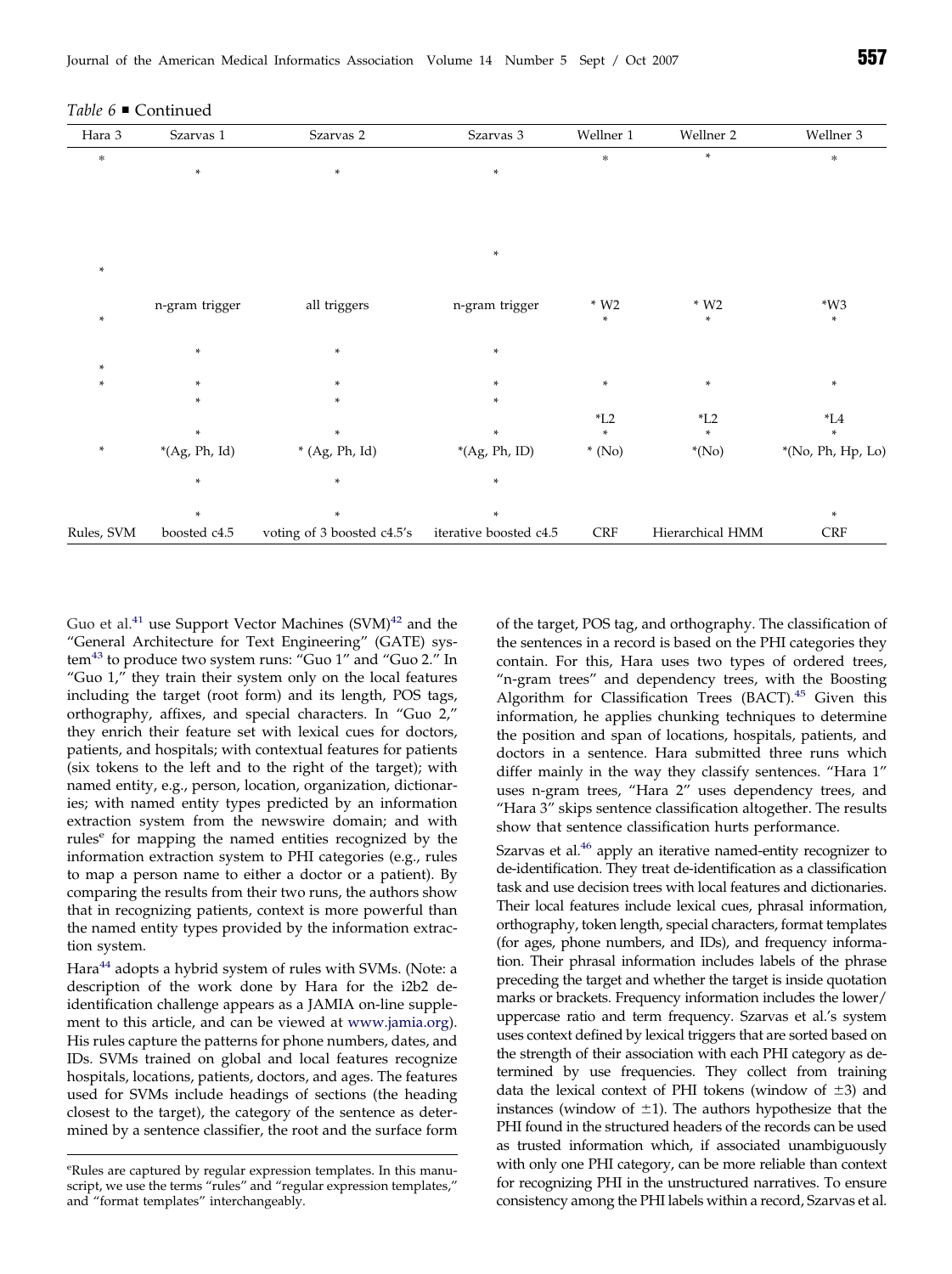*Table 6* ■ Continued

| Hara 3 | Szarvas 1 | Szarvas 2 | Szarvas 3 | Wellner 1 | Wellner 2 | Wellner 3 |
|---|---|---|---|---|---|---|
| * | | | | * | * | * |
| | * | * | * | | | |
| | | | * | | | |
| * | | | | | | |
| | n-gram trigger | all triggers | n-gram trigger | * W2 | * W2 | *W3 |
| * | | | | * | * | * |
| | * | * | * | | | |
| * | | | | | | |
| * | * | * | * | * | * | * |
| | * | * | * | | | |
| | | | | *L2 | *L2 | *L4 |
| | * | * | * | * | * | * |
| * | *(Ag, Ph, Id) | * (Ag, Ph, Id) | *(Ag, Ph, ID) | * (No) | *(No) | *(No, Ph, Hp, Lo) |
| | * | * | * | | | |
| | * | * | * | | | * |
| Rules, SVM | boosted c4.5 | voting of 3 boosted c4.5's | iterative boosted c4.5 | CRF | Hierarchical HMM | CRF |

Guo et al.[41] use Support Vector Machines (SVM)[42] and the "General Architecture for Text Engineering" (GATE) system[43] to produce two system runs: "Guo 1" and "Guo 2." In "Guo 1," they train their system only on the local features including the target (root form) and its length, POS tags, orthography, affixes, and special characters. In "Guo 2," they enrich their feature set with lexical cues for doctors, patients, and hospitals; with contextual features for patients (six tokens to the left and to the right of the target); with named entity, e.g., person, location, organization, dictionaries; with named entity types predicted by an information extraction system from the newswire domain; and with rules[e] for mapping the named entities recognized by the information extraction system to PHI categories (e.g., rules to map a person name to either a doctor or a patient). By comparing the results from their two runs, the authors show that in recognizing patients, context is more powerful than the named entity types provided by the information extraction system.

Hara[44] adopts a hybrid system of rules with SVMs. (Note: a description of the work done by Hara for the i2b2 de-identification challenge appears as a JAMIA on-line supplement to this article, and can be viewed at www.jamia.org). His rules capture the patterns for phone numbers, dates, and IDs. SVMs trained on global and local features recognize hospitals, locations, patients, doctors, and ages. The features used for SVMs include headings of sections (the heading closest to the target), the category of the sentence as determined by a sentence classifier, the root and the surface form of the target, POS tag, and orthography. The classification of the sentences in a record is based on the PHI categories they contain. For this, Hara uses two types of ordered trees, "n-gram trees" and dependency trees, with the Boosting Algorithm for Classification Trees (BACT).[45] Given this information, he applies chunking techniques to determine the position and span of locations, hospitals, patients, and doctors in a sentence. Hara submitted three runs which differ mainly in the way they classify sentences. "Hara 1" uses n-gram trees, "Hara 2" uses dependency trees, and "Hara 3" skips sentence classification altogether. The results show that sentence classification hurts performance.

Szarvas et al.[46] apply an iterative named-entity recognizer to de-identification. They treat de-identification as a classification task and use decision trees with local features and dictionaries. Their local features include lexical cues, phrasal information, orthography, token length, special characters, format templates (for ages, phone numbers, and IDs), and frequency information. Their phrasal information includes labels of the phrase preceding the target and whether the target is inside quotation marks or brackets. Frequency information includes the lower/uppercase ratio and term frequency. Szarvas et al.'s system uses context defined by lexical triggers that are sorted based on the strength of their association with each PHI category as determined by use frequencies. They collect from training data the lexical context of PHI tokens (window of ±3) and instances (window of ±1). The authors hypothesize that the PHI found in the structured headers of the records can be used as trusted information which, if associated unambiguously with only one PHI category, can be more reliable than context for recognizing PHI in the unstructured narratives. To ensure consistency among the PHI labels within a record, Szarvas et al.

[e] Rules are captured by regular expression templates. In this manuscript, we use the terms "rules" and "regular expression templates," and "format templates" interchangeably.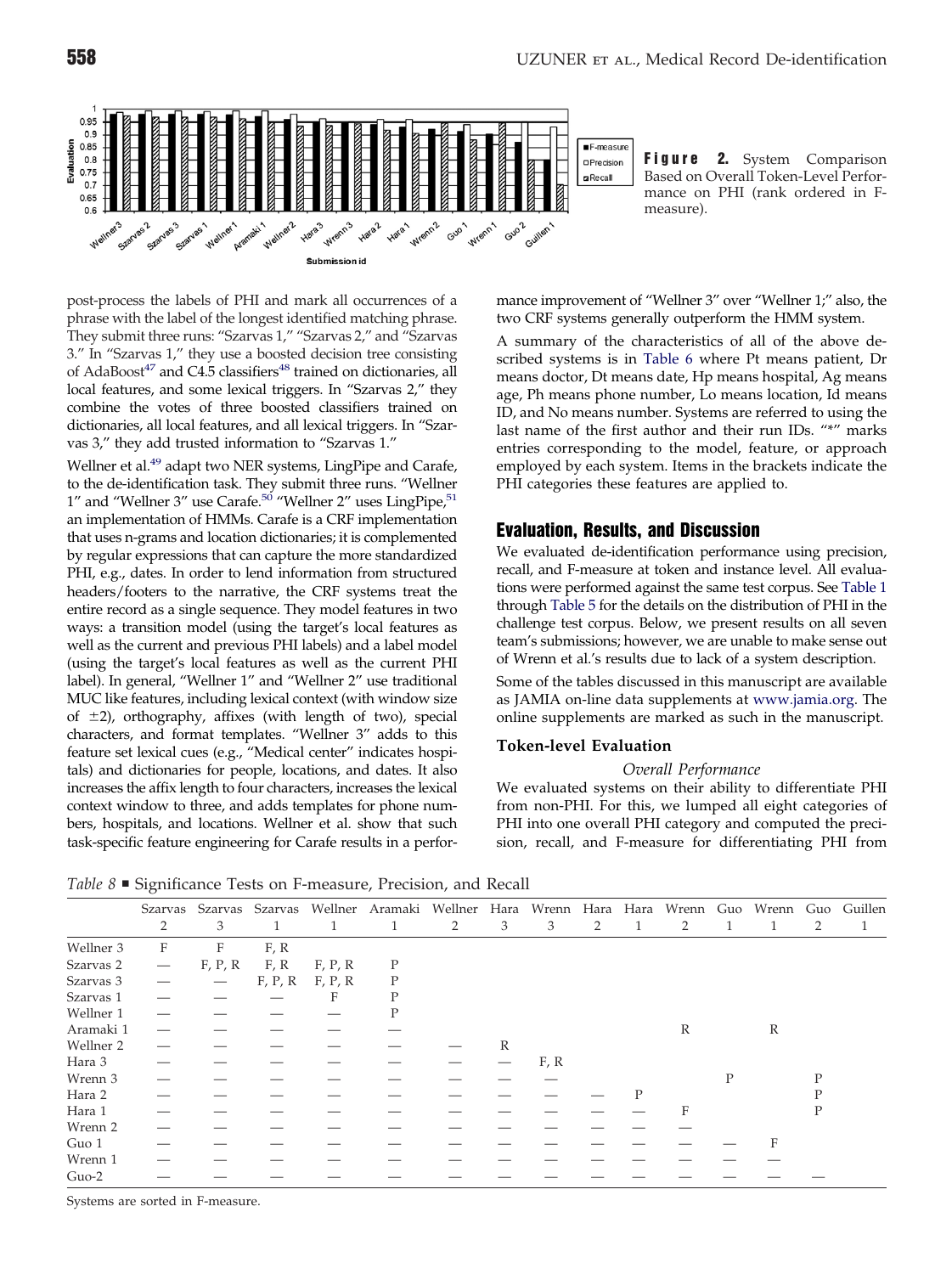**Figure 2.** System Comparison Based on Overall Token-Level Performance on PHI (rank ordered in F-measure).

post-process the labels of PHI and mark all occurrences of a phrase with the label of the longest identified matching phrase. They submit three runs: "Szarvas 1," "Szarvas 2," and "Szarvas 3." In "Szarvas 1," they use a boosted decision tree consisting of AdaBoost[47] and C4.5 classifiers[48] trained on dictionaries, all local features, and some lexical triggers. In "Szarvas 2," they combine the votes of three boosted classifiers trained on dictionaries, all local features, and all lexical triggers. In "Szarvas 3," they add trusted information to "Szarvas 1."

Wellner et al.[49] adapt two NER systems, LingPipe and Carafe, to the de-identification task. They submit three runs. "Wellner 1" and "Wellner 3" use Carafe.[50] "Wellner 2" uses LingPipe,[51] an implementation of HMMs. Carafe is a CRF implementation that uses n-grams and location dictionaries; it is complemented by regular expressions that can capture the more standardized PHI, e.g., dates. In order to lend information from structured headers/footers to the narrative, the CRF systems treat the entire record as a single sequence. They model features in two ways: a transition model (using the target's local features as well as the current and previous PHI labels) and a label model (using the target's local features as well as the current PHI label). In general, "Wellner 1" and "Wellner 2" use traditional MUC like features, including lexical context (with window size of ±2), orthography, affixes (with length of two), special characters, and format templates. "Wellner 3" adds to this feature set lexical cues (e.g., "Medical center" indicates hospitals) and dictionaries for people, locations, and dates. It also increases the affix length to four characters, increases the lexical context window to three, and adds templates for phone numbers, hospitals, and locations. Wellner et al. show that such task-specific feature engineering for Carafe results in a performance improvement of "Wellner 3" over "Wellner 1;" also, the two CRF systems generally outperform the HMM system.

A summary of the characteristics of all of the above described systems is in Table 6 where Pt means patient, Dr means doctor, Dt means date, Hp means hospital, Ag means age, Ph means phone number, Lo means location, Id means ID, and No means number. Systems are referred to using the last name of the first author and their run IDs. "*" marks entries corresponding to the model, feature, or approach employed by each system. Items in the brackets indicate the PHI categories these features are applied to.

## Evaluation, Results, and Discussion

We evaluated de-identification performance using precision, recall, and F-measure at token and instance level. All evaluations were performed against the same test corpus. See Table 1 through Table 5 for the details on the distribution of PHI in the challenge test corpus. Below, we present results on all seven team's submissions; however, we are unable to make sense out of Wrenn et al.'s results due to lack of a system description.

Some of the tables discussed in this manuscript are available as JAMIA on-line data supplements at www.jamia.org. The online supplements are marked as such in the manuscript.

### Token-level Evaluation

*Overall Performance*

We evaluated systems on their ability to differentiate PHI from non-PHI. For this, we lumped all eight categories of PHI into one overall PHI category and computed the precision, recall, and F-measure for differentiating PHI from

*Table 8* ■ Significance Tests on F-measure, Precision, and Recall

| | Szarvas 2 | Szarvas 3 | Szarvas 1 | Wellner 1 | Aramaki 1 | Wellner 2 | Hara 3 | Wrenn 3 | Hara 2 | Hara 1 | Wrenn 2 | Guo 1 | Wrenn 1 | Guo 2 | Guillen 1 |
|---|---|---|---|---|---|---|---|---|---|---|---|---|---|---|---|
| Wellner 3 | F | F | F, R | | | | | | | | | | | | |
| Szarvas 2 | — | F, P, R | F, R | F, P, R | P | | | | | | | | | | |
| Szarvas 3 | — | — | F, P, R | F, P, R | P | | | | | | | | | | |
| Szarvas 1 | — | — | — | F | P | | | | | | | | | | |
| Wellner 1 | — | — | — | — | P | | | | | | | | | | |
| Aramaki 1 | — | — | — | — | — | | | | | | R | | R | | |
| Wellner 2 | — | — | — | — | — | — | R | | | | | | | | |
| Hara 3 | — | — | — | — | — | — | — | F, R | | | | | | | |
| Wrenn 3 | — | — | — | — | — | — | — | — | | | | P | | P | |
| Hara 2 | — | — | — | — | — | — | — | — | — | P | | | | P | |
| Hara 1 | — | — | — | — | — | — | — | — | — | — | F | | | P | |
| Wrenn 2 | — | — | — | — | — | — | — | — | — | — | — | | | | |
| Guo 1 | — | — | — | — | — | — | — | — | — | — | — | — | F | | |
| Wrenn 1 | — | — | — | — | — | — | — | — | — | — | — | — | — | | |
| Guo-2 | — | — | — | — | — | — | — | — | — | — | — | — | — | — | |

Systems are sorted in F-measure.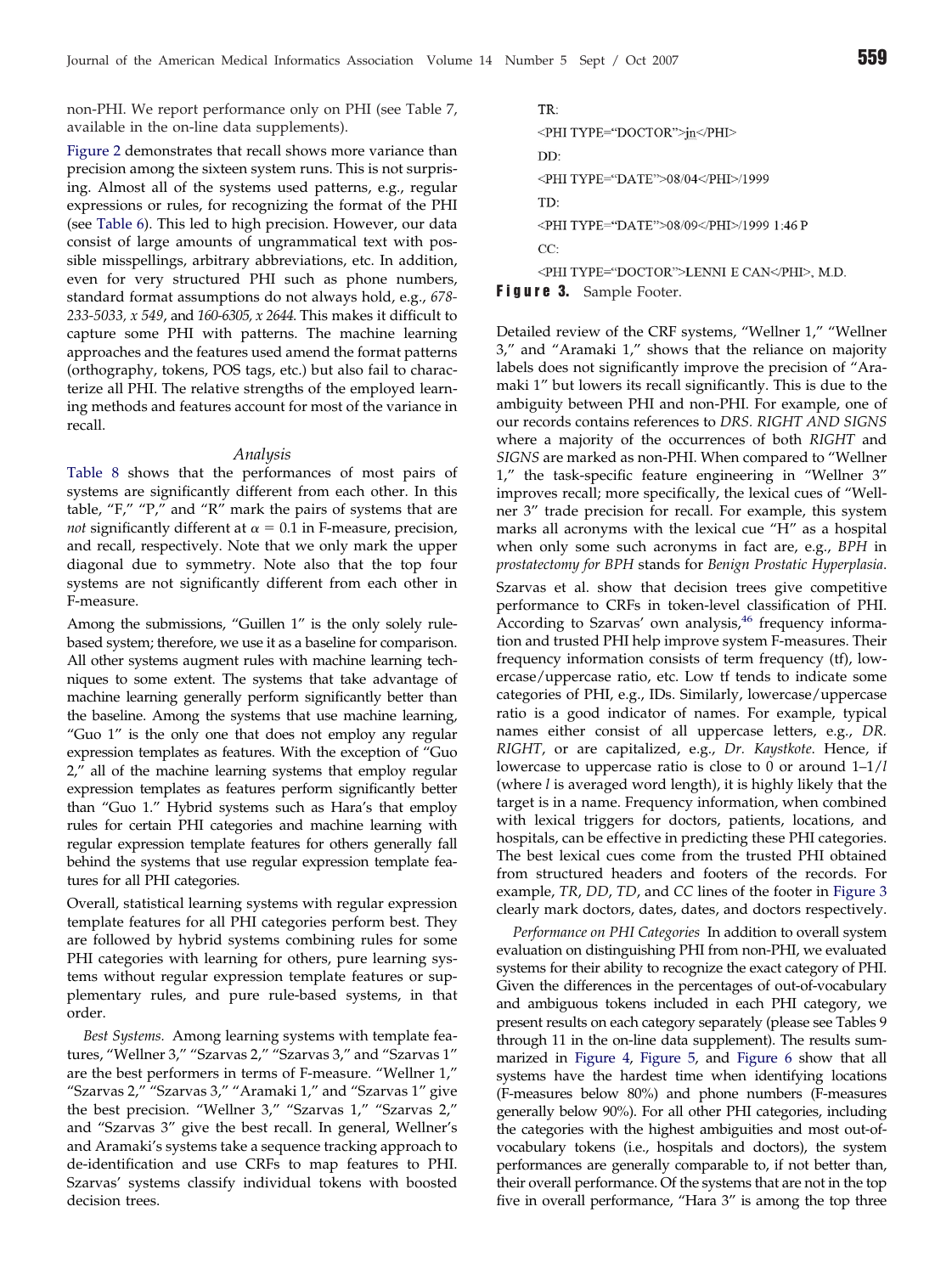non-PHI. We report performance only on PHI (see Table 7, available in the on-line data supplements).

Figure 2 demonstrates that recall shows more variance than precision among the sixteen system runs. This is not surprising. Almost all of the systems used patterns, e.g., regular expressions or rules, for recognizing the format of the PHI (see Table 6). This led to high precision. However, our data consist of large amounts of ungrammatical text with possible misspellings, arbitrary abbreviations, etc. In addition, even for very structured PHI such as phone numbers, standard format assumptions do not always hold, e.g., *678-233-5033, x 549*, and *160-6305, x 2644*. This makes it difficult to capture some PHI with patterns. The machine learning approaches and the features used amend the format patterns (orthography, tokens, POS tags, etc.) but also fail to characterize all PHI. The relative strengths of the employed learning methods and features account for most of the variance in recall.

### Analysis

Table 8 shows that the performances of most pairs of systems are significantly different from each other. In this table, "F," "P," and "R" mark the pairs of systems that are *not* significantly different at $\alpha = 0.1$ in F-measure, precision, and recall, respectively. Note that we only mark the upper diagonal due to symmetry. Note also that the top four systems are not significantly different from each other in F-measure.

Among the submissions, "Guillen 1" is the only solely rule-based system; therefore, we use it as a baseline for comparison. All other systems augment rules with machine learning techniques to some extent. The systems that take advantage of machine learning generally perform significantly better than the baseline. Among the systems that use machine learning, "Guo 1" is the only one that does not employ any regular expression templates as features. With the exception of "Guo 2," all of the machine learning systems that employ regular expression templates as features perform significantly better than "Guo 1." Hybrid systems such as Hara's that employ rules for certain PHI categories and machine learning with regular expression template features for others generally fall behind the systems that use regular expression template features for all PHI categories.

Overall, statistical learning systems with regular expression template features for all PHI categories perform best. They are followed by hybrid systems combining rules for some PHI categories with learning for others, pure learning systems without regular expression template features or supplementary rules, and pure rule-based systems, in that order.

*Best Systems.* Among learning systems with template features, "Wellner 3," "Szarvas 2," "Szarvas 3," and "Szarvas 1" are the best performers in terms of F-measure. "Wellner 1," "Szarvas 2," "Szarvas 3," "Aramaki 1," and "Szarvas 1" give the best precision. "Wellner 3," "Szarvas 1," "Szarvas 2," and "Szarvas 3" give the best recall. In general, Wellner's and Aramaki's systems take a sequence tracking approach to de-identification and use CRFs to map features to PHI. Szarvas' systems classify individual tokens with boosted decision trees.

```
TR:
<PHI TYPE="DOCTOR">jn</PHI>
DD:
<PHI TYPE="DATE">08/04</PHI>/1999
TD:
<PHI TYPE="DATE">08/09</PHI>/1999 1:46 P
CC:
<PHI TYPE="DOCTOR">LENNI E CAN</PHI>, M.D.
```

**Figure 3.** Sample Footer.

Detailed review of the CRF systems, "Wellner 1," "Wellner 3," and "Aramaki 1," shows that the reliance on majority labels does not significantly improve the precision of "Aramaki 1" but lowers its recall significantly. This is due to the ambiguity between PHI and non-PHI. For example, one of our records contains references to *DRS. RIGHT AND SIGNS* where a majority of the occurrences of both *RIGHT* and *SIGNS* are marked as non-PHI. When compared to "Wellner 1," the task-specific feature engineering in "Wellner 3" improves recall; more specifically, the lexical cues of "Wellner 3" trade precision for recall. For example, this system marks all acronyms with the lexical cue "H" as a hospital when only some such acronyms in fact are, e.g., *BPH* in *prostatectomy for BPH* stands for *Benign Prostatic Hyperplasia*.

Szarvas et al. show that decision trees give competitive performance to CRFs in token-level classification of PHI. According to Szarvas' own analysis,[46] frequency information and trusted PHI help improve system F-measures. Their frequency information consists of term frequency (tf), lowercase/uppercase ratio, etc. Low tf tends to indicate some categories of PHI, e.g., IDs. Similarly, lowercase/uppercase ratio is a good indicator of names. For example, typical names either consist of all uppercase letters, e.g., *DR. RIGHT*, or are capitalized, e.g., *Dr. Kaystkote*. Hence, if lowercase to uppercase ratio is close to 0 or around $1–1/l$ (where $l$ is averaged word length), it is highly likely that the target is in a name. Frequency information, when combined with lexical triggers for doctors, patients, locations, and hospitals, can be effective in predicting these PHI categories. The best lexical cues come from the trusted PHI obtained from structured headers and footers of the records. For example, *TR*, *DD*, *TD*, and *CC* lines of the footer in Figure 3 clearly mark doctors, dates, dates, and doctors respectively.

*Performance on PHI Categories* In addition to overall system evaluation on distinguishing PHI from non-PHI, we evaluated systems for their ability to recognize the exact category of PHI. Given the differences in the percentages of out-of-vocabulary and ambiguous tokens included in each PHI category, we present results on each category separately (please see Tables 9 through 11 in the on-line data supplement). The results summarized in Figure 4, Figure 5, and Figure 6 show that all systems have the hardest time when identifying locations (F-measures below 80%) and phone numbers (F-measures generally below 90%). For all other PHI categories, including the categories with the highest ambiguities and most out-of-vocabulary tokens (i.e., hospitals and doctors), the system performances are generally comparable to, if not better than, their overall performance. Of the systems that are not in the top five in overall performance, "Hara 3" is among the top three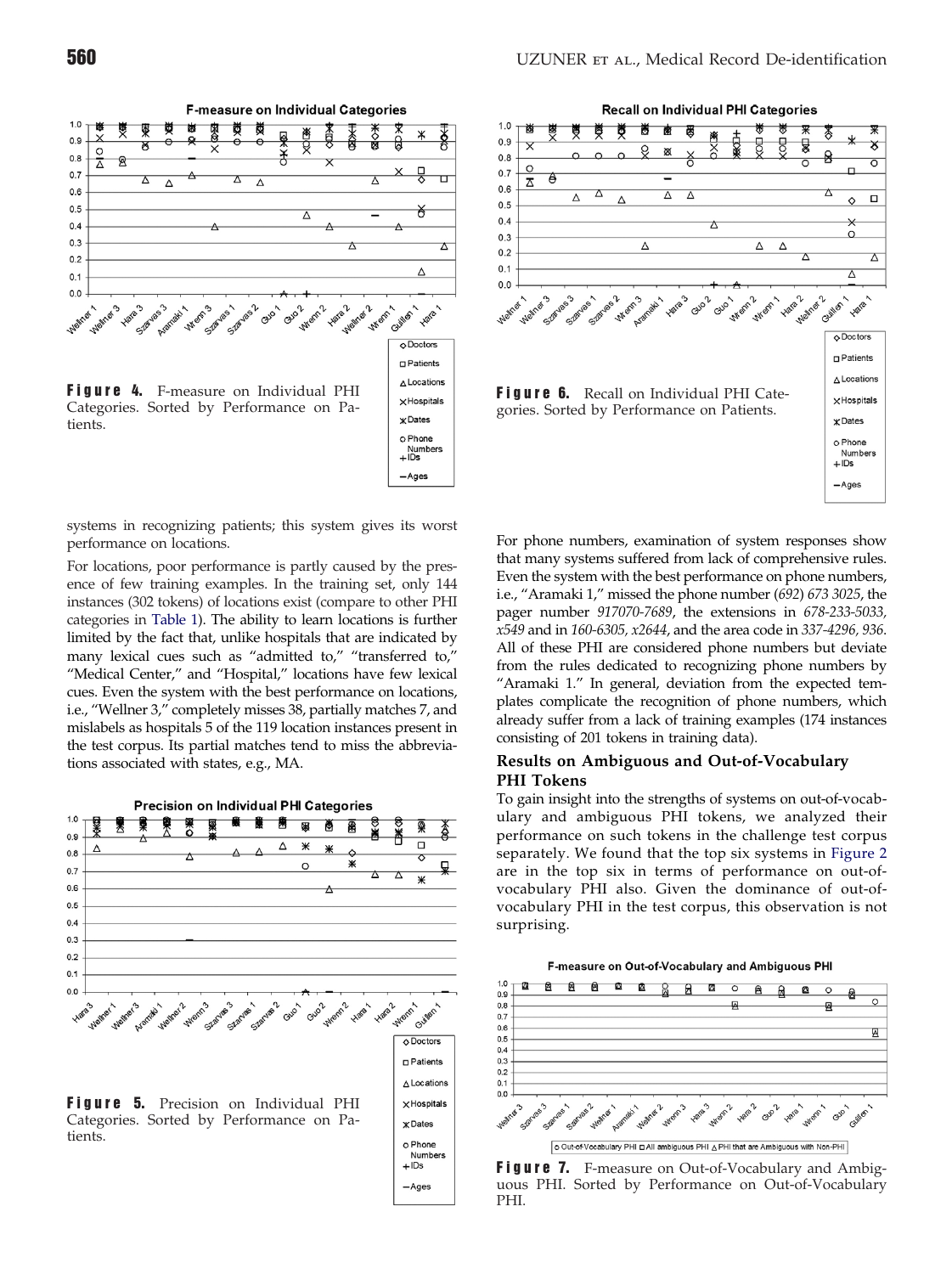**Figure 4.** F-measure on Individual PHI Categories. Sorted by Performance on Patients.

systems in recognizing patients; this system gives its worst performance on locations.

For locations, poor performance is partly caused by the presence of few training examples. In the training set, only 144 instances (302 tokens) of locations exist (compare to other PHI categories in Table 1). The ability to learn locations is further limited by the fact that, unlike hospitals that are indicated by many lexical cues such as "admitted to," "transferred to," "Medical Center," and "Hospital," locations have few lexical cues. Even the system with the best performance on locations, i.e., "Wellner 3," completely misses 38, partially matches 7, and mislabels as hospitals 5 of the 119 location instances present in the test corpus. Its partial matches tend to miss the abbreviations associated with states, e.g., MA.

**Figure 5.** Precision on Individual PHI Categories. Sorted by Performance on Patients.

**Figure 6.** Recall on Individual PHI Categories. Sorted by Performance on Patients.

For phone numbers, examination of system responses show that many systems suffered from lack of comprehensive rules. Even the system with the best performance on phone numbers, i.e., "Aramaki 1," missed the phone number *(692) 673 3025*, the pager number *917070-7689*, the extensions in *678-233-5033, x549* and in *160-6305, x2644*, and the area code in *337-4296, 936*. All of these PHI are considered phone numbers but deviate from the rules dedicated to recognizing phone numbers by "Aramaki 1." In general, deviation from the expected templates complicate the recognition of phone numbers, which already suffer from a lack of training examples (174 instances consisting of 201 tokens in training data).

## Results on Ambiguous and Out-of-Vocabulary PHI Tokens

To gain insight into the strengths of systems on out-of-vocabulary and ambiguous PHI tokens, we analyzed their performance on such tokens in the challenge test corpus separately. We found that the top six systems in Figure 2 are in the top six in terms of performance on out-of-vocabulary PHI also. Given the dominance of out-of-vocabulary PHI in the test corpus, this observation is not surprising.

**Figure 7.** F-measure on Out-of-Vocabulary and Ambiguous PHI. Sorted by Performance on Out-of-Vocabulary PHI.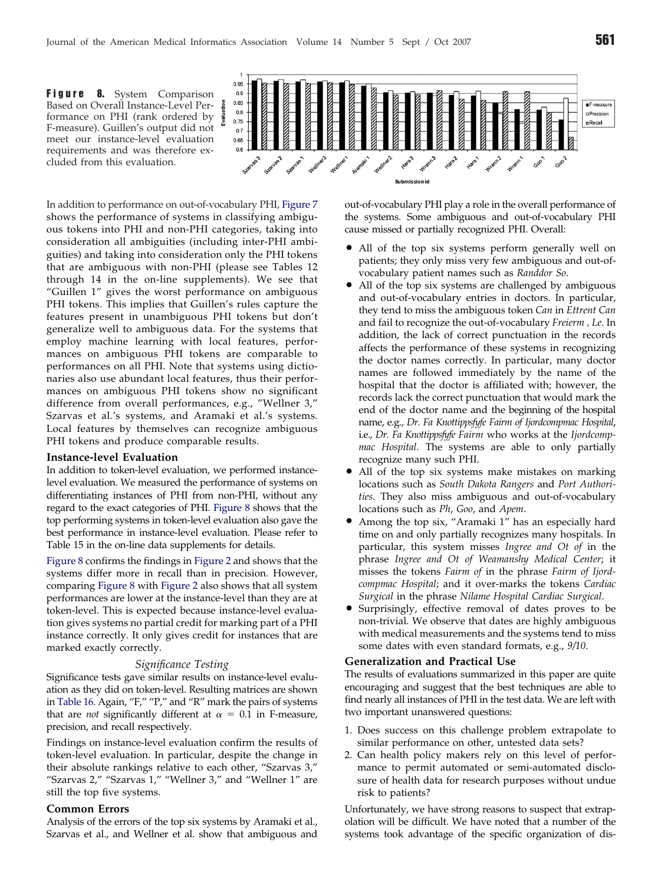**Figure 8.** System Comparison Based on Overall Instance-Level Performance on PHI (rank ordered by F-measure). Guillen's output did not meet our instance-level evaluation requirements and was therefore excluded from this evaluation.

Evaluation

1
0.95
0.9
0.85
0.8
0.75
0.7
0.65
0.6

Szarvas 3
Szarvas 2
Szarvas 1
Wellner 3
Wellner 1
Aramaki 1
Wellner 2
Hara 3
Wrenn 3
Hara 2
Hara 1
Wrenn 2
Wrenn 1
Guo 1
Guo 2

Submission Id

F-measure
Precision
Recall

In addition to performance on out-of-vocabulary PHI, Figure 7 shows the performance of systems in classifying ambiguous tokens into PHI and non-PHI categories, taking into consideration all ambiguities (including inter-PHI ambiguities) and taking into consideration only the PHI tokens that are ambiguous with non-PHI (please see Tables 12 through 14 in the on-line supplements). We see that "Guillen 1" gives the worst performance on ambiguous PHI tokens. This implies that Guillen's rules capture the features present in unambiguous PHI tokens but don't generalize well to ambiguous data. For the systems that employ machine learning with local features, performances on ambiguous PHI tokens are comparable to performances on all PHI. Note that systems using dictionaries also use abundant local features, thus their performances on ambiguous PHI tokens show no significant difference from overall performances, e.g., "Wellner 3," Szarvas et al.'s systems, and Aramaki et al.'s systems. Local features by themselves can recognize ambiguous PHI tokens and produce comparable results.

### Instance-level Evaluation

In addition to token-level evaluation, we performed instance-level evaluation. We measured the performance of systems on differentiating instances of PHI from non-PHI, without any regard to the exact categories of PHI. Figure 8 shows that the top performing systems in token-level evaluation also gave the best performance in instance-level evaluation. Please refer to Table 15 in the on-line data supplements for details.

Figure 8 confirms the findings in Figure 2 and shows that the systems differ more in recall than in precision. However, comparing Figure 8 with Figure 2 also shows that all system performances are lower at the instance-level than they are at token-level. This is expected because instance-level evaluation gives systems no partial credit for marking part of a PHI instance correctly. It only gives credit for instances that are marked exactly correctly.

#### *Significance Testing*

Significance tests gave similar results on instance-level evaluation as they did on token-level. Resulting matrices are shown in Table 16. Again, "F," "P," and "R" mark the pairs of systems that are *not* significantly different at $\alpha = 0.1$ in F-measure, precision, and recall respectively.

Findings on instance-level evaluation confirm the results of token-level evaluation. In particular, despite the change in their absolute rankings relative to each other, "Szarvas 3," "Szarvas 2," "Szarvas 1," "Wellner 3," and "Wellner 1" are still the top five systems.

### Common Errors

Analysis of the errors of the top six systems by Aramaki et al., Szarvas et al., and Wellner et al. show that ambiguous and out-of-vocabulary PHI play a role in the overall performance of the systems. Some ambiguous and out-of-vocabulary PHI cause missed or partially recognized PHI. Overall:

- All of the top six systems perform generally well on patients; they only miss very few ambiguous and out-of-vocabulary patient names such as *Randdor So*.
- All of the top six systems are challenged by ambiguous and out-of-vocabulary entries in doctors. In particular, they tend to miss the ambiguous token *Can* in *Ettrent Can* and fail to recognize the out-of-vocabulary *Freierm , Le*. In addition, the lack of correct punctuation in the records affects the performance of these systems in recognizing the doctor names correctly. In particular, many doctor names are followed immediately by the name of the hospital that the doctor is affiliated with; however, the records lack the correct punctuation that would mark the end of the doctor name and the beginning of the hospital name, e.g., *Dr. Fa Knottippsfyfe Fairm of Ijordcompmac Hospital*, i.e., *Dr. Fa Knottippsfyfe Fairm* who works at the *Ijordcompmac Hospital*. The systems are able to only partially recognize many such PHI.
- All of the top six systems make mistakes on marking locations such as *South Dakota Rangers* and *Port Authorities*. They also miss ambiguous and out-of-vocabulary locations such as *Ph*, *Goo*, and *Apem*.
- Among the top six, "Aramaki 1" has an especially hard time on and only partially recognizes many hospitals. In particular, this system misses *Ingree and Ot of* in the phrase *Ingree and Ot of Weamanshy Medical Center*; it misses the tokens *Fairm of* in the phrase *Fairm of Ijordcompmac Hospital*; and it over-marks the tokens *Cardiac Surgical* in the phrase *Nilame Hospital Cardiac Surgical*.
- Surprisingly, effective removal of dates proves to be non-trivial. We observe that dates are highly ambiguous with medical measurements and the systems tend to miss some dates with even standard formats, e.g., *9/10*.

### Generalization and Practical Use

The results of evaluations summarized in this paper are quite encouraging and suggest that the best techniques are able to find nearly all instances of PHI in the test data. We are left with two important unanswered questions:

1. Does success on this challenge problem extrapolate to similar performance on other, untested data sets?
2. Can health policy makers rely on this level of performance to permit automated or semi-automated disclosure of health data for research purposes without undue risk to patients?

Unfortunately, we have strong reasons to suspect that extrapolation will be difficult. We have noted that a number of the systems took advantage of the specific organization of dis-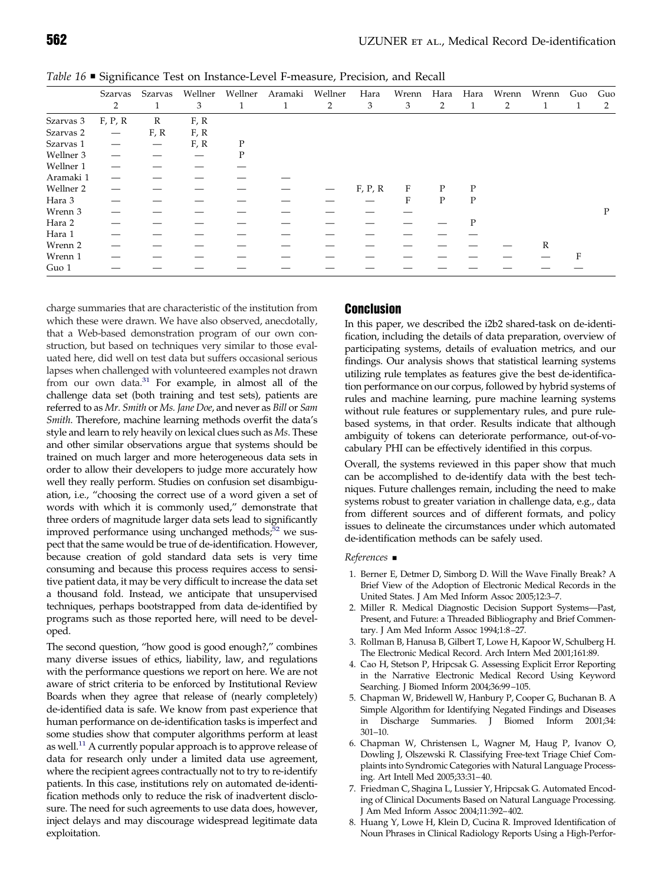*Table 16* ■ Significance Test on Instance-Level F-measure, Precision, and Recall

| | Szarvas 2 | Szarvas 1 | Wellner 3 | Wellner 1 | Aramaki 1 | Wellner 2 | Hara 3 | Wrenn 3 | Hara 2 | Hara 1 | Wrenn 2 | Wrenn 1 | Guo 1 | Guo 2 |
|---|---|---|---|---|---|---|---|---|---|---|---|---|---|---|
| Szarvas 3 | F, P, R | R | F, R | | | | | | | | | | | |
| Szarvas 2 | — | F, R | F, R | | | | | | | | | | | |
| Szarvas 1 | — | — | F, R | P | | | | | | | | | | |
| Wellner 3 | — | — | — | P | | | | | | | | | | |
| Wellner 1 | — | — | — | — | | | | | | | | | | |
| Aramaki 1 | — | — | — | — | — | | | | | | | | | |
| Wellner 2 | — | — | — | — | — | — | F, P, R | F | P | P | | | | |
| Hara 3 | — | — | — | — | — | — | — | F | P | P | | | | |
| Wrenn 3 | — | — | — | — | — | — | — | — | | | | | | P |
| Hara 2 | — | — | — | — | — | — | — | — | — | P | | | | |
| Hara 1 | — | — | — | — | — | — | — | — | — | — | | | | |
| Wrenn 2 | — | — | — | — | — | — | — | — | — | — | — | R | | |
| Wrenn 1 | — | — | — | — | — | — | — | — | — | — | — | — | F | |
| Guo 1 | — | — | — | — | — | — | — | — | — | — | — | — | — | |

charge summaries that are characteristic of the institution from which these were drawn. We have also observed, anecdotally, that a Web-based demonstration program of our own construction, but based on techniques very similar to those evaluated here, did well on test data but suffers occasional serious lapses when challenged with volunteered examples not drawn from our own data.[31] For example, in almost all of the challenge data set (both training and test sets), patients are referred to as *Mr. Smith* or *Ms. Jane Doe*, and never as *Bill* or *Sam Smith*. Therefore, machine learning methods overfit the data's style and learn to rely heavily on lexical clues such as *Ms*. These and other similar observations argue that systems should be trained on much larger and more heterogeneous data sets in order to allow their developers to judge more accurately how well they really perform. Studies on confusion set disambiguation, i.e., "choosing the correct use of a word given a set of words with which it is commonly used," demonstrate that three orders of magnitude larger data sets lead to significantly improved performance using unchanged methods;[52] we suspect that the same would be true of de-identification. However, because creation of gold standard data sets is very time consuming and because this process requires access to sensitive patient data, it may be very difficult to increase the data set a thousand fold. Instead, we anticipate that unsupervised techniques, perhaps bootstrapped from data de-identified by programs such as those reported here, will need to be developed.

The second question, "how good is good enough?," combines many diverse issues of ethics, liability, law, and regulations with the performance questions we report on here. We are not aware of strict criteria to be enforced by Institutional Review Boards when they agree that release of (nearly completely) de-identified data is safe. We know from past experience that human performance on de-identification tasks is imperfect and some studies show that computer algorithms perform at least as well.[11] A currently popular approach is to approve release of data for research only under a limited data use agreement, where the recipient agrees contractually not to try to re-identify patients. In this case, institutions rely on automated de-identification methods only to reduce the risk of inadvertent disclosure. The need for such agreements to use data does, however, inject delays and may discourage widespread legitimate data exploitation.

## Conclusion

In this paper, we described the i2b2 shared-task on de-identification, including the details of data preparation, overview of participating systems, details of evaluation metrics, and our findings. Our analysis shows that statistical learning systems utilizing rule templates as features give the best de-identification performance on our corpus, followed by hybrid systems of rules and machine learning, pure machine learning systems without rule features or supplementary rules, and pure rule-based systems, in that order. Results indicate that although ambiguity of tokens can deteriorate performance, out-of-vocabulary PHI can be effectively identified in this corpus.

Overall, the systems reviewed in this paper show that much can be accomplished to de-identify data with the best techniques. Future challenges remain, including the need to make systems robust to greater variation in challenge data, e.g., data from different sources and of different formats, and policy issues to delineate the circumstances under which automated de-identification methods can be safely used.

*References* ■

1. Berner E, Detmer D, Simborg D. Will the Wave Finally Break? A Brief View of the Adoption of Electronic Medical Records in the United States. J Am Med Inform Assoc 2005;12:3–7.
2. Miller R. Medical Diagnostic Decision Support Systems—Past, Present, and Future: a Threaded Bibliography and Brief Commentary. J Am Med Inform Assoc 1994;1:8–27.
3. Rollman B, Hanusa B, Gilbert T, Lowe H, Kapoor W, Schulberg H. The Electronic Medical Record. Arch Intern Med 2001;161:89.
4. Cao H, Stetson P, Hripcsak G. Assessing Explicit Error Reporting in the Narrative Electronic Medical Record Using Keyword Searching. J Biomed Inform 2004;36:99–105.
5. Chapman W, Bridewell W, Hanbury P, Cooper G, Buchanan B. A Simple Algorithm for Identifying Negated Findings and Diseases in Discharge Summaries. J Biomed Inform 2001;34: 301–10.
6. Chapman W, Christensen L, Wagner M, Haug P, Ivanov O, Dowling J, Olszewski R. Classifying Free-text Triage Chief Complaints into Syndromic Categories with Natural Language Processing. Art Intell Med 2005;33:31–40.
7. Friedman C, Shagina L, Lussier Y, Hripcsak G. Automated Encoding of Clinical Documents Based on Natural Language Processing. J Am Med Inform Assoc 2004;11:392–402.
8. Huang Y, Lowe H, Klein D, Cucina R. Improved Identification of Noun Phrases in Clinical Radiology Reports Using a High-Perfor-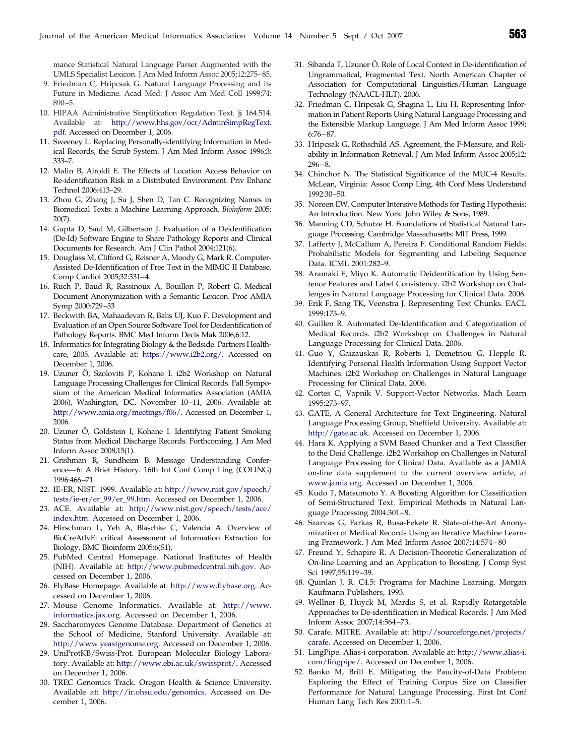mance Statistical Natural Language Parser Augmented with the UMLS Specialist Lexicon. J Am Med Inform Assoc 2005;12:275–85.

9. Friedman C, Hripcsak G. Natural Language Processing and its Future in Medicine. Acad Med: J Assoc Am Med Coll 1999;74: 890–5.
10. HIPAA Administrative Simplification Regulation Text. § 164.514. Available at: http://www.hhs.gov/ocr/AdminSimpRegText.pdf. Accessed on December 1, 2006.
11. Sweeney L. Replacing Personally-identifying Information in Medical Records, the Scrub System. J Am Med Inform Assoc 1996;3: 333–7.
12. Malin B, Airoldi E. The Effects of Location Access Behavior on Re-identification Risk in a Distributed Environment. Priv Enhanc Technol 2006:413–29.
13. Zhou G, Zhang J, Su J, Shen D, Tan C. Recognizing Names in Biomedical Texts: a Machine Learning Approach. *Bioinform* 2005; 20(7).
14. Gupta D, Saul M, Gilbertson J. Evaluation of a Deidentification (De-Id) Software Engine to Share Pathology Reports and Clinical Documents for Research. Am J Clin Pathol 2004;121(6).
15. Douglass M, Clifford G, Reisner A, Moody G, Mark R. Computer-Assisted De-Identification of Free Text in the MIMIC II Database. Comp Cardiol 2005;32:331–4.
16. Ruch P, Baud R, Rassinoux A, Bouillon P, Robert G. Medical Document Anonymization with a Semantic Lexicon. Proc AMIA Symp 2000:729–33
17. Beckwith BA, Mahaadevan R, Balis UJ, Kuo F. Development and Evaluation of an Open Source Software Tool for Deidentification of Pathology Reports. BMC Med Inform Decis Mak 2006;6:12.
18. Informatics for Integrating Biology & the Bedside. Partners Healthcare, 2005. Available at: https://www.i2b2.org/. Accessed on December 1, 2006.
19. Uzuner Ö, Szolovits P, Kohane I. i2b2 Workshop on Natural Language Processing Challenges for Clinical Records. Fall Symposium of the American Medical Informatics Association (AMIA 2006), Washington, DC, November 10–11, 2006. Available at: http://www.amia.org/meetings/f06/. Accessed on December 1, 2006.
20. Uzuner Ö, Goldstein I, Kohane I. Identifying Patient Smoking Status from Medical Discharge Records. Forthcoming. J Am Med Inform Assoc 2008;15(1).
21. Grishman R, Sundheim B. Message Understanding Conference—6: A Brief History. 16th Int Conf Comp Ling (COLING) 1996:466–71.
22. IE-ER, NIST. 1999. Available at: http://www.nist.gov/speech/tests/ie-er/er_99/er_99.htm. Accessed on December 1, 2006.
23. ACE. Available at: http://www.nist.gov/speech/tests/ace/index.htm. Accessed on December 1, 2006.
24. Hirschman L, Yeh A, Blaschke C, Valencia A. Overview of BioCreAtIvE: critical Assessment of Information Extraction for Biology. BMC Bioinform 2005:6(S1).
25. PubMed Central Homepage. National Institutes of Health (NIH). Available at: http://www.pubmedcentral.nih.gov. Accessed on December 1, 2006.
26. FlyBase Homepage. Available at: http://www.flybase.org. Accessed on December 1, 2006.
27. Mouse Genome Informatics. Available at: http://www.informatics.jax.org. Accessed on December 1, 2006.
28. Saccharomyces Genome Database. Department of Genetics at the School of Medicine, Stanford University. Available at: http://www.yeastgenome.org. Accessed on December 1, 2006.
29. UniProtKB/Swiss-Prot. European Molecular Biology Laboratory. Available at: http://www.ebi.ac.uk/swissprot/. Accessed on December 1, 2006.
30. TREC Genomics Track. Oregon Health & Science University. Available at: http://ir.ohsu.edu/genomics. Accessed on December 1, 2006.
31. Sibanda T, Uzuner Ö. Role of Local Context in De-identification of Ungrammatical, Fragmented Text. North American Chapter of Association for Computational Linguistics/Human Language Technology (NAACL-HLT). 2006.
32. Friedman C, Hripcsak G, Shagina L, Liu H. Representing Information in Patient Reports Using Natural Language Processing and the Extensible Markup Language. J Am Med Inform Assoc 1999; 6:76–87.
33. Hripcsak G, Rothschild AS. Agreement, the F-Measure, and Reliability in Information Retrieval. J Am Med Inform Assoc 2005;12: 296–8.
34. Chinchor N. The Statistical Significance of the MUC-4 Results. McLean, Virginia: Assoc Comp Ling, 4th Conf Mess Understand 1992:30–50.
35. Noreen EW. Computer Intensive Methods for Testing Hypothesis: An Introduction. New York: John Wiley & Sons, 1989.
36. Manning CD, Schutze H. Foundations of Statistical Natural Language Processing. Cambridge Massachusetts: MIT Press, 1999.
37. Lafferty J, McCallum A, Pereira F. Conditional Random Fields: Probabilistic Models for Segmenting and Labeling Sequence Data. ICML 2001:282–9.
38. Aramaki E, Miyo K. Automatic Deidentification by Using Sentence Features and Label Consistency. i2b2 Workshop on Challenges in Natural Language Processing for Clinical Data. 2006.
39. Erik F, Sang TK, Veenstra J. Representing Text Chunks. EACL 1999:173–9.
40. Guillen R. Automated De-Identification and Categorization of Medical Records. i2b2 Workshop on Challenges in Natural Language Processing for Clinical Data. 2006.
41. Guo Y, Gaizauskas R, Roberts I, Demetriou G, Hepple R. Identifying Personal Health Information Using Support Vector Machines. i2b2 Workshop on Challenges in Natural Language Processing for Clinical Data. 2006.
42. Cortes C, Vapnik V. Support-Vector Networks. Mach Learn 1995:273–97.
43. GATE, A General Architecture for Text Engineering. Natural Language Processing Group, Sheffield University. Available at: http://gate.ac.uk. Accessed on December 1, 2006.
44. Hara K. Applying a SVM Based Chunker and a Text Classifier to the Deid Challenge. i2b2 Workshop on Challenges in Natural Language Processing for Clinical Data. Available as a JAMIA on-line data supplement to the current overview article, at www.jamia.org. Accessed on December 1, 2006.
45. Kudo T, Matsumoto Y. A Boosting Algorithm for Classification of Semi-Structured Text. Empirical Methods in Natural Language Processing 2004:301–8.
46. Szarvas G, Farkas R, Busa-Fekete R. State-of-the-Art Anonymization of Medical Records Using an Iterative Machine Learning Framework. J Am Med Inform Assoc 2007;14:574–80
47. Freund Y, Schapire R. A Decision-Theoretic Generalization of On-line Learning and an Application to Boosting. J Comp Syst Sci 1997;55:119–39.
48. Quinlan J. R. C4.5: Programs for Machine Learning. Morgan Kaufmann Publishers, 1993.
49. Wellner B, Huyck M, Mardis S, et al. Rapidly Retargetable Approaches to De-identification in Medical Records. J Am Med Inform Assoc 2007;14:564–73.
50. Carafe. MITRE. Available at: http://sourceforge.net/projects/carafe. Accessed on December 1, 2006.
51. LingPipe. Alias-i corporation. Available at: http://www.alias-i.com/lingpipe/. Accessed on December 1, 2006.
52. Banko M, Brill E. Mitigating the Paucity-of-Data Problem: Exploring the Effect of Training Corpus Size on Classifier Performance for Natural Language Processing. First Int Conf Human Lang Tech Res 2001:1–5.